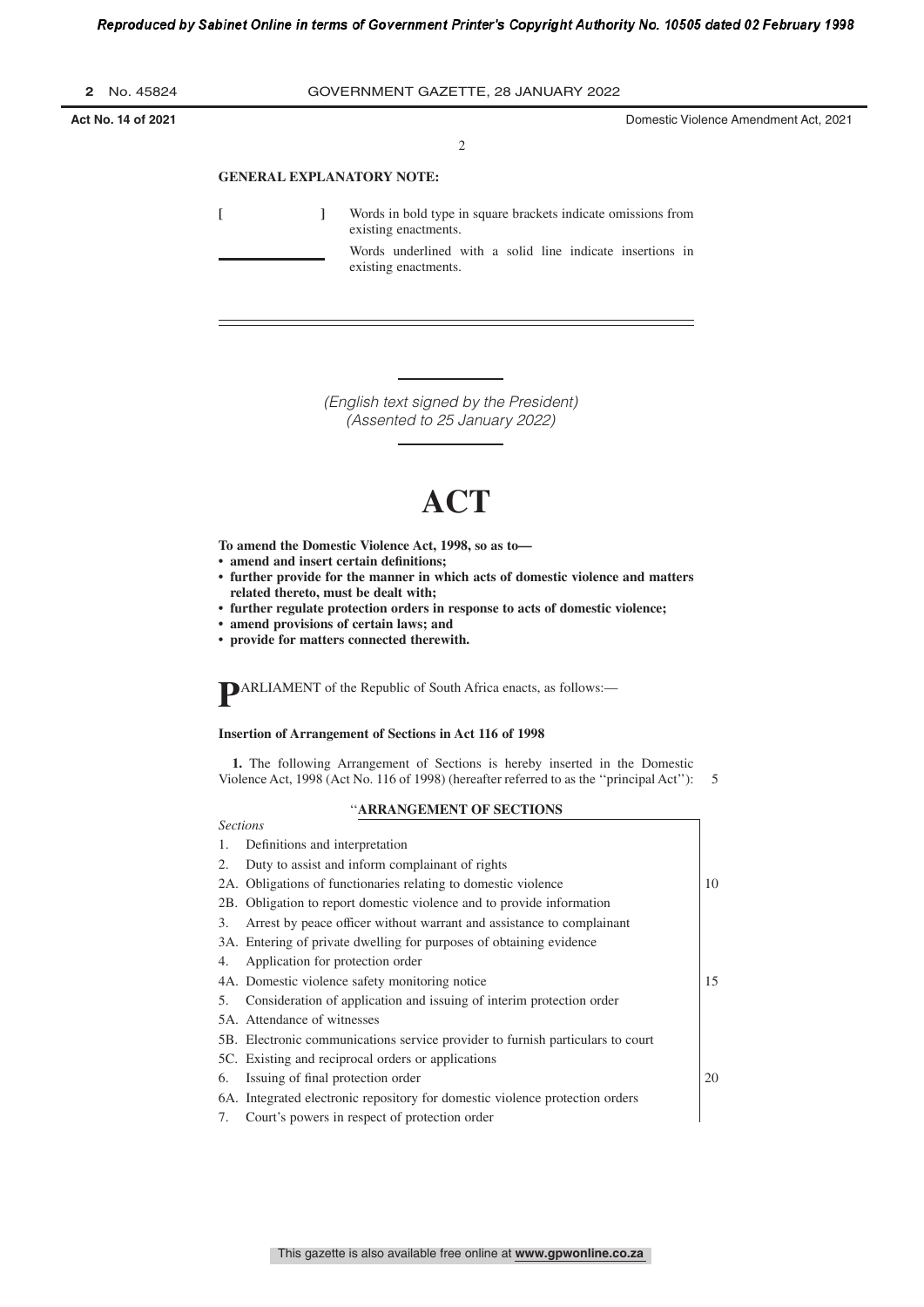**GENERAL EXPLANATORY NOTE:**

[ ] Words in bold type in square brackets indicate omissions from existing enactments.

\_\_\_\_\_\_\_\_ Words underlined with a solid line indicate insertions in existing enactments.

*(English text signed by the President)*
*(Assented to 25 January 2022)*

# ACT

**To amend the Domestic Violence Act, 1998, so as to—**

- **amend and insert certain definitions;**
- **further provide for the manner in which acts of domestic violence and matters related thereto, must be dealt with;**
- **further regulate protection orders in response to acts of domestic violence;**
- **amend provisions of certain laws; and**
- **provide for matters connected therewith.**

**P**ARLIAMENT of the Republic of South Africa enacts, as follows:—

**Insertion of Arrangement of Sections in Act 116 of 1998**

**1.** The following Arrangement of Sections is hereby inserted in the Domestic Violence Act, 1998 (Act No. 116 of 1998) (hereafter referred to as the ''principal Act''):

''**ARRANGEMENT OF SECTIONS**

*Sections*

1. Definitions and interpretation
2. Duty to assist and inform complainant of rights

2A. Obligations of functionaries relating to domestic violence

2B. Obligation to report domestic violence and to provide information

3. Arrest by peace officer without warrant and assistance to complainant

3A. Entering of private dwelling for purposes of obtaining evidence

4. Application for protection order

4A. Domestic violence safety monitoring notice

5. Consideration of application and issuing of interim protection order

5A. Attendance of witnesses

5B. Electronic communications service provider to furnish particulars to court

5C. Existing and reciprocal orders or applications

6. Issuing of final protection order

6A. Integrated electronic repository for domestic violence protection orders

7. Court's powers in respect of protection order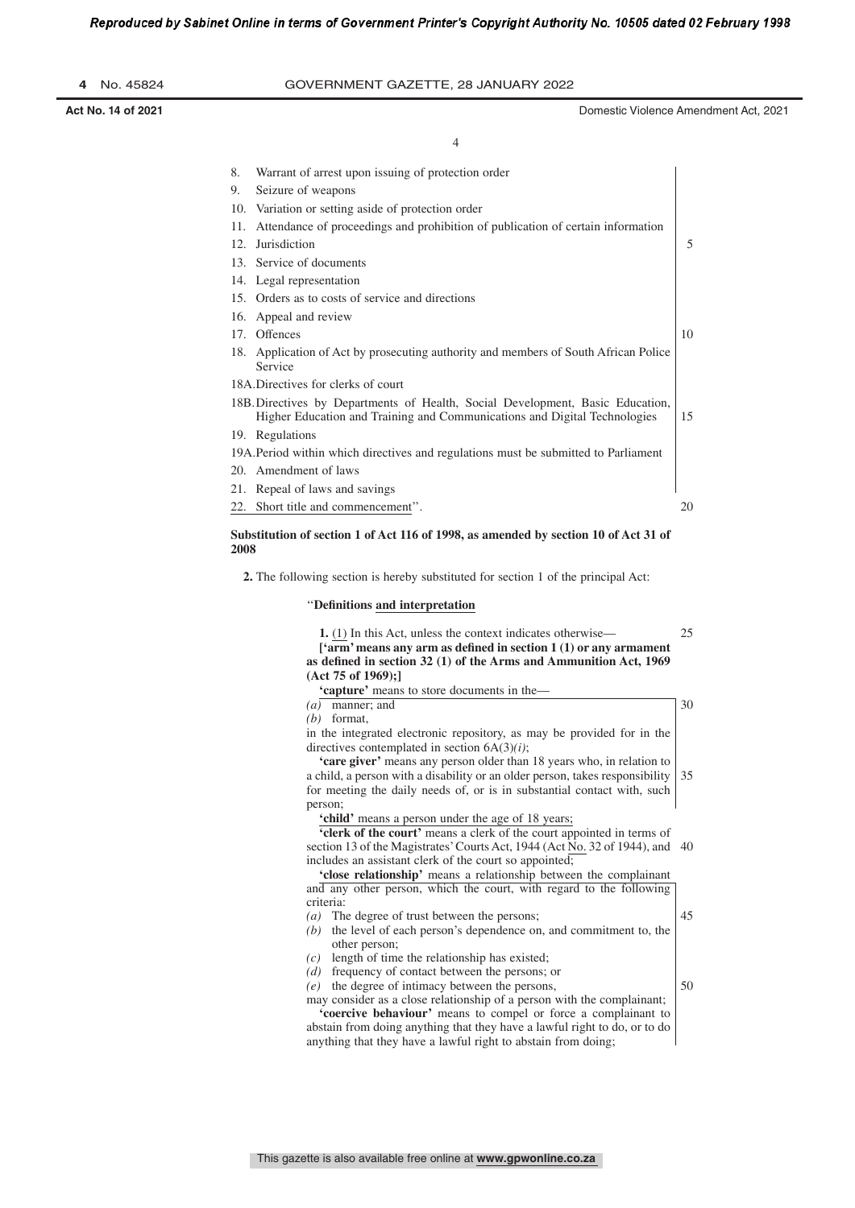8. Warrant of arrest upon issuing of protection order
9. Seizure of weapons
10. Variation or setting aside of protection order
11. Attendance of proceedings and prohibition of publication of certain information
12. Jurisdiction
13. Service of documents
14. Legal representation
15. Orders as to costs of service and directions
16. Appeal and review
17. Offences
18. Application of Act by prosecuting authority and members of South African Police Service

18A. Directives for clerks of court

18B. Directives by Departments of Health, Social Development, Basic Education, Higher Education and Training and Communications and Digital Technologies

19. Regulations

19A. Period within which directives and regulations must be submitted to Parliament

20. Amendment of laws
21. Repeal of laws and savings
22. Short title and commencement''.

**Substitution of section 1 of Act 116 of 1998, as amended by section 10 of Act 31 of 2008**

**2.** The following section is hereby substituted for section 1 of the principal Act:

''**Definitions and interpretation**

**1.** (1) In this Act, unless the context indicates otherwise—

**['arm' means any arm as defined in section 1 (1) or any armament as defined in section 32 (1) of the Arms and Ammunition Act, 1969 (Act 75 of 1969);]**

**'capture'** means to store documents in the—

*(a)* manner; and
*(b)* format,

in the integrated electronic repository, as may be provided for in the directives contemplated in section 6A(3)*(i)*;

**'care giver'** means any person older than 18 years who, in relation to a child, a person with a disability or an older person, takes responsibility for meeting the daily needs of, or is in substantial contact with, such person;

**'child'** means a person under the age of 18 years;

**'clerk of the court'** means a clerk of the court appointed in terms of section 13 of the Magistrates' Courts Act, 1944 (Act No. 32 of 1944), and includes an assistant clerk of the court so appointed;

**'close relationship'** means a relationship between the complainant and any other person, which the court, with regard to the following criteria:

*(a)* The degree of trust between the persons;
*(b)* the level of each person's dependence on, and commitment to, the other person;
*(c)* length of time the relationship has existed;
*(d)* frequency of contact between the persons; or
*(e)* the degree of intimacy between the persons,

may consider as a close relationship of a person with the complainant;

**'coercive behaviour'** means to compel or force a complainant to abstain from doing anything that they have a lawful right to do, or to do anything that they have a lawful right to abstain from doing;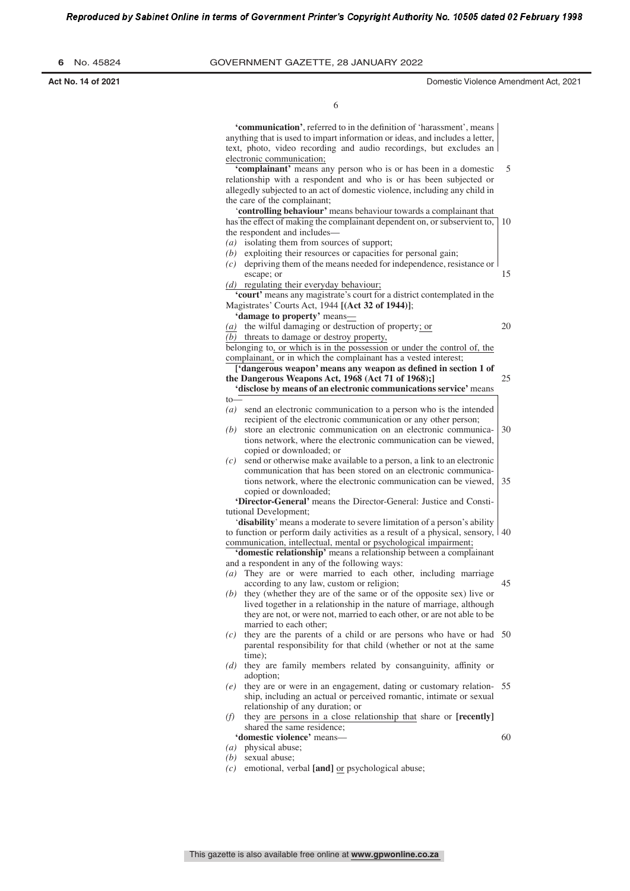**'communication'**, referred to in the definition of 'harassment', means anything that is used to impart information or ideas, and includes a letter, text, photo, video recording and audio recordings, but excludes an electronic communication;

**'complainant'** means any person who is or has been in a domestic relationship with a respondent and who is or has been subjected or allegedly subjected to an act of domestic violence, including any child in the care of the complainant;

'**controlling behaviour'** means behaviour towards a complainant that has the effect of making the complainant dependent on, or subservient to, the respondent and includes—

*(a)* isolating them from sources of support;

*(b)* exploiting their resources or capacities for personal gain;

*(c)* depriving them of the means needed for independence, resistance or escape; or

*(d)* regulating their everyday behaviour;

**'court'** means any magistrate's court for a district contemplated in the Magistrates' Courts Act, 1944 **[(Act 32 of 1944)]**;

**'damage to property'** means—

*(a)* the wilful damaging or destruction of property; or

*(b)* threats to damage or destroy property,

belonging to, or which is in the possession or under the control of, the complainant, or in which the complainant has a vested interest;

**['dangerous weapon' means any weapon as defined in section 1 of the Dangerous Weapons Act, 1968 (Act 71 of 1968);]**

**'disclose by means of an electronic communications service'** means to—

*(a)* send an electronic communication to a person who is the intended recipient of the electronic communication or any other person;

*(b)* store an electronic communication on an electronic communications network, where the electronic communication can be viewed, copied or downloaded; or

*(c)* send or otherwise make available to a person, a link to an electronic communication that has been stored on an electronic communications network, where the electronic communication can be viewed, copied or downloaded;

**'Director-General'** means the Director-General: Justice and Constitutional Development;

'**disability**' means a moderate to severe limitation of a person's ability to function or perform daily activities as a result of a physical, sensory, communication, intellectual, mental or psychological impairment;

**'domestic relationship'** means a relationship between a complainant and a respondent in any of the following ways:

*(a)* They are or were married to each other, including marriage according to any law, custom or religion;

*(b)* they (whether they are of the same or of the opposite sex) live or lived together in a relationship in the nature of marriage, although they are not, or were not, married to each other, or are not able to be married to each other;

*(c)* they are the parents of a child or are persons who have or had parental responsibility for that child (whether or not at the same time);

*(d)* they are family members related by consanguinity, affinity or adoption;

*(e)* they are or were in an engagement, dating or customary relationship, including an actual or perceived romantic, intimate or sexual relationship of any duration; or

*(f)* they are persons in a close relationship that share or **[recently]** shared the same residence;

**'domestic violence'** means—

*(a)* physical abuse;

*(b)* sexual abuse;

*(c)* emotional, verbal **[and]** or psychological abuse;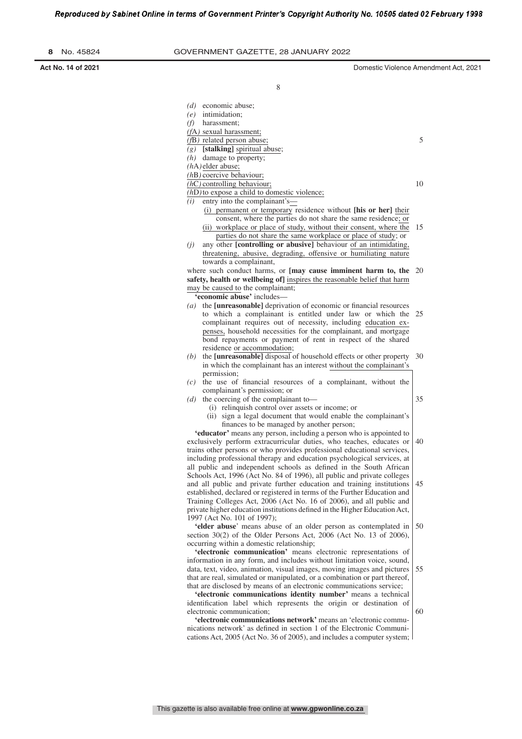(*d*) economic abuse;
(*e*) intimidation;
(*f*) harassment;
(*f*A) sexual harassment;
(*f*B) related person abuse;
(*g*) **[stalking]** spiritual abuse;
(*h*) damage to property;
(*h*A) elder abuse;
(*h*B) coercive behaviour;
(*h*C) controlling behaviour;
(*h*D) to expose a child to domestic violence;
(*i*) entry into the complainant's—
  (i) permanent or temporary residence without **[his or her]** their consent, where the parties do not share the same residence; or
  (ii) workplace or place of study, without their consent, where the parties do not share the same workplace or place of study; or
(*j*) any other **[controlling or abusive]** behaviour of an intimidating, threatening, abusive, degrading, offensive or humiliating nature towards a complainant,

where such conduct harms, or **[may cause imminent harm to, the safety, health or wellbeing of]** inspires the reasonable belief that harm may be caused to the complainant;

**'economic abuse'** includes—

(*a*) the **[unreasonable]** deprivation of economic or financial resources to which a complainant is entitled under law or which the complainant requires out of necessity, including education expenses, household necessities for the complainant, and mortgage bond repayments or payment of rent in respect of the shared residence or accommodation;
(*b*) the **[unreasonable]** disposal of household effects or other property in which the complainant has an interest without the complainant's permission;
(*c*) the use of financial resources of a complainant, without the complainant's permission; or
(*d*) the coercing of the complainant to—
  (i) relinquish control over assets or income; or
  (ii) sign a legal document that would enable the complainant's finances to be managed by another person;

**'educator'** means any person, including a person who is appointed to exclusively perform extracurricular duties, who teaches, educates or trains other persons or who provides professional educational services, including professional therapy and education psychological services, at all public and independent schools as defined in the South African Schools Act, 1996 (Act No. 84 of 1996), all public and private colleges and all public and private further education and training institutions established, declared or registered in terms of the Further Education and Training Colleges Act, 2006 (Act No. 16 of 2006), and all public and private higher education institutions defined in the Higher Education Act, 1997 (Act No. 101 of 1997);

**'elder abuse'** means abuse of an older person as contemplated in section 30(2) of the Older Persons Act, 2006 (Act No. 13 of 2006), occurring within a domestic relationship;

**'electronic communication'** means electronic representations of information in any form, and includes without limitation voice, sound, data, text, video, animation, visual images, moving images and pictures that are real, simulated or manipulated, or a combination or part thereof, that are disclosed by means of an electronic communications service;

**'electronic communications identity number'** means a technical identification label which represents the origin or destination of electronic communication;

**'electronic communications network'** means an 'electronic communications network' as defined in section 1 of the Electronic Communications Act, 2005 (Act No. 36 of 2005), and includes a computer system;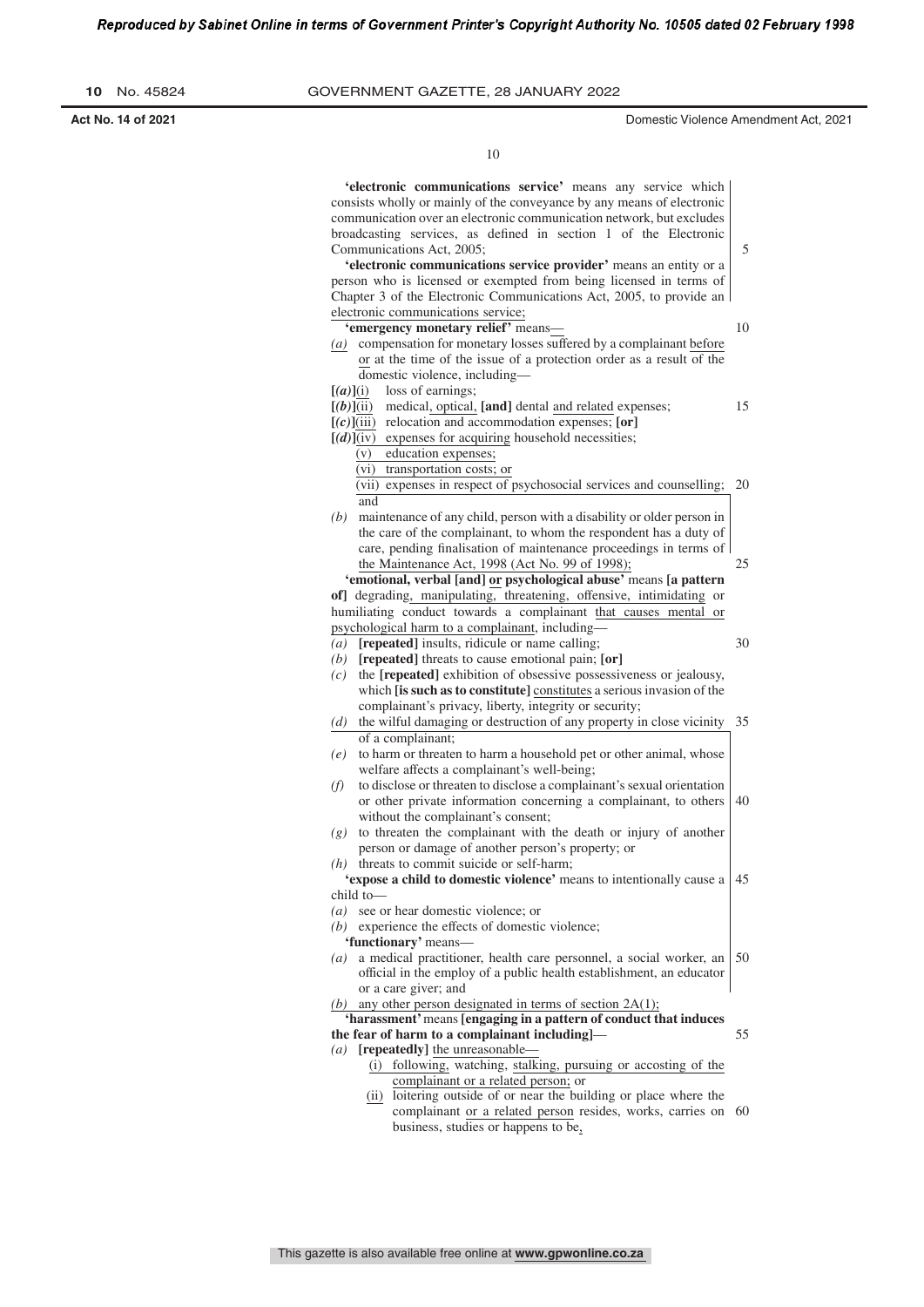'**electronic communications service**' means any service which consists wholly or mainly of the conveyance by any means of electronic communication over an electronic communication network, but excludes broadcasting services, as defined in section 1 of the Electronic Communications Act, 2005;

'**electronic communications service provider**' means an entity or a person who is licensed or exempted from being licensed in terms of Chapter 3 of the Electronic Communications Act, 2005, to provide an electronic communications service;

'**emergency monetary relief**' means—

*(a)* compensation for monetary losses suffered by a complainant before or at the time of the issue of a protection order as a result of the domestic violence, including—

**[*(a)*]**(i) loss of earnings;

**[*(b)*]**(ii) medical, optical, **[and]** dental and related expenses;

**[*(c)*]**(iii) relocation and accommodation expenses; **[or]**

**[*(d)*]**(iv) expenses for acquiring household necessities;

(v) education expenses;

(vi) transportation costs; or

(vii) expenses in respect of psychosocial services and counselling; and

*(b)* maintenance of any child, person with a disability or older person in the care of the complainant, to whom the respondent has a duty of care, pending finalisation of maintenance proceedings in terms of the Maintenance Act, 1998 (Act No. 99 of 1998);

'**emotional, verbal [and] or psychological abuse**' means **[a pattern of]** degrading, manipulating, threatening, offensive, intimidating or humiliating conduct towards a complainant that causes mental or psychological harm to a complainant, including—

*(a)* **[repeated]** insults, ridicule or name calling;

*(b)* **[repeated]** threats to cause emotional pain; **[or]**

*(c)* the **[repeated]** exhibition of obsessive possessiveness or jealousy, which **[is such as to constitute]** constitutes a serious invasion of the complainant's privacy, liberty, integrity or security;

*(d)* the wilful damaging or destruction of any property in close vicinity of a complainant;

*(e)* to harm or threaten to harm a household pet or other animal, whose welfare affects a complainant's well-being;

*(f)* to disclose or threaten to disclose a complainant's sexual orientation or other private information concerning a complainant, to others without the complainant's consent;

*(g)* to threaten the complainant with the death or injury of another person or damage of another person's property; or

*(h)* threats to commit suicide or self-harm;

'**expose a child to domestic violence**' means to intentionally cause a child to—

*(a)* see or hear domestic violence; or

*(b)* experience the effects of domestic violence;

'**functionary**' means—

*(a)* a medical practitioner, health care personnel, a social worker, an official in the employ of a public health establishment, an educator or a care giver; and

*(b)* any other person designated in terms of section 2A(1);

'**harassment**' means **[engaging in a pattern of conduct that induces the fear of harm to a complainant including]**—

*(a)* **[repeatedly]** the unreasonable—

(i) following, watching, stalking, pursuing or accosting of the complainant or a related person; or

(ii) loitering outside of or near the building or place where the complainant or a related person resides, works, carries on business, studies or happens to be,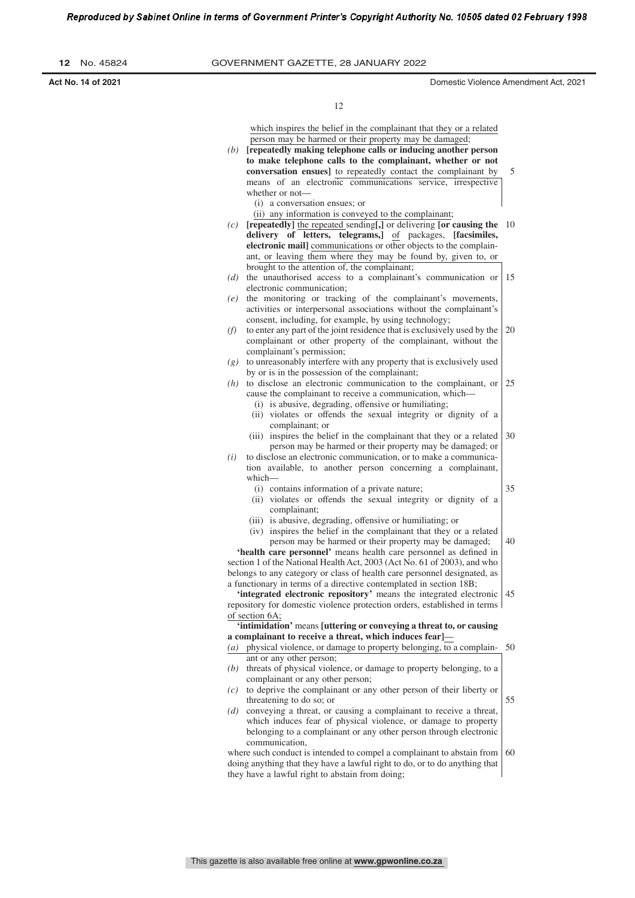which inspires the belief in the complainant that they or a related person may be harmed or their property may be damaged;

*(b)* **[repeatedly making telephone calls or inducing another person to make telephone calls to the complainant, whether or not conversation ensues]** to repeatedly contact the complainant by means of an electronic communications service, irrespective whether or not—

(i) a conversation ensues; or

(ii) any information is conveyed to the complainant;

*(c)* **[repeatedly]** the repeated sending**[,]** or delivering **[or causing the delivery of letters, telegrams,]** of packages, **[facsimiles, electronic mail]** communications or other objects to the complainant, or leaving them where they may be found by, given to, or brought to the attention of, the complainant;

*(d)* the unauthorised access to a complainant's communication or electronic communication;

*(e)* the monitoring or tracking of the complainant's movements, activities or interpersonal associations without the complainant's consent, including, for example, by using technology;

*(f)* to enter any part of the joint residence that is exclusively used by the complainant or other property of the complainant, without the complainant's permission;

*(g)* to unreasonably interfere with any property that is exclusively used by or is in the possession of the complainant;

*(h)* to disclose an electronic communication to the complainant, or cause the complainant to receive a communication, which—

(i) is abusive, degrading, offensive or humiliating;

(ii) violates or offends the sexual integrity or dignity of a complainant; or

(iii) inspires the belief in the complainant that they or a related person may be harmed or their property may be damaged; or

*(i)* to disclose an electronic communication, or to make a communication available, to another person concerning a complainant, which—

(i) contains information of a private nature;

(ii) violates or offends the sexual integrity or dignity of a complainant;

(iii) is abusive, degrading, offensive or humiliating; or

(iv) inspires the belief in the complainant that they or a related person may be harmed or their property may be damaged;

**'health care personnel'** means health care personnel as defined in section 1 of the National Health Act, 2003 (Act No. 61 of 2003), and who belongs to any category or class of health care personnel designated, as a functionary in terms of a directive contemplated in section 18B;

**'integrated electronic repository'** means the integrated electronic repository for domestic violence protection orders, established in terms of section 6A;

**'intimidation'** means **[uttering or conveying a threat to, or causing a complainant to receive a threat, which induces fear]**—

*(a)* physical violence, or damage to property belonging, to a complainant or any other person;

*(b)* threats of physical violence, or damage to property belonging, to a complainant or any other person;

*(c)* to deprive the complainant or any other person of their liberty or threatening to do so; or

*(d)* conveying a threat, or causing a complainant to receive a threat, which induces fear of physical violence, or damage to property belonging to a complainant or any other person through electronic communication,

where such conduct is intended to compel a complainant to abstain from doing anything that they have a lawful right to do, or to do anything that they have a lawful right to abstain from doing;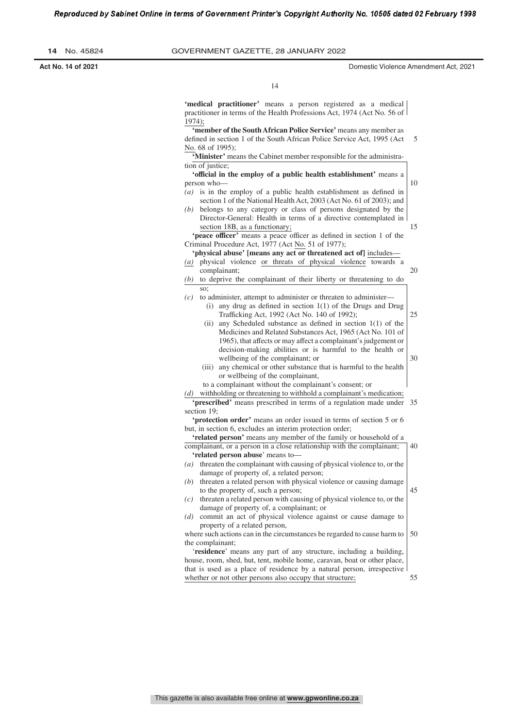**'medical practitioner'** means a person registered as a medical practitioner in terms of the Health Professions Act, 1974 (Act No. 56 of 1974);

**'member of the South African Police Service'** means any member as defined in section 1 of the South African Police Service Act, 1995 (Act No. 68 of 1995);

**'Minister'** means the Cabinet member responsible for the administration of justice;

**'official in the employ of a public health establishment'** means a person who—

*(a)* is in the employ of a public health establishment as defined in section 1 of the National Health Act, 2003 (Act No. 61 of 2003); and

*(b)* belongs to any category or class of persons designated by the Director-General: Health in terms of a directive contemplated in section 18B, as a functionary;

**'peace officer'** means a peace officer as defined in section 1 of the Criminal Procedure Act, 1977 (Act No. 51 of 1977);

**'physical abuse' [means any act or threatened act of]** includes—

*(a)* physical violence or threats of physical violence towards a complainant;

*(b)* to deprive the complainant of their liberty or threatening to do so;

*(c)* to administer, attempt to administer or threaten to administer—

(i) any drug as defined in section 1(1) of the Drugs and Drug Trafficking Act, 1992 (Act No. 140 of 1992);

(ii) any Scheduled substance as defined in section 1(1) of the Medicines and Related Substances Act, 1965 (Act No. 101 of 1965), that affects or may affect a complainant's judgement or decision-making abilities or is harmful to the health or wellbeing of the complainant; or

(iii) any chemical or other substance that is harmful to the health or wellbeing of the complainant,

to a complainant without the complainant's consent; or

*(d)* withholding or threatening to withhold a complainant's medication;

**'prescribed'** means prescribed in terms of a regulation made under section 19;

**'protection order'** means an order issued in terms of section 5 or 6 but, in section 6, excludes an interim protection order;

**'related person'** means any member of the family or household of a complainant, or a person in a close relationship with the complainant;

**'related person abuse'** means to—

*(a)* threaten the complainant with causing of physical violence to, or the damage of property of, a related person;

*(b)* threaten a related person with physical violence or causing damage to the property of, such a person;

*(c)* threaten a related person with causing of physical violence to, or the damage of property of, a complainant; or

*(d)* commit an act of physical violence against or cause damage to property of a related person,

where such actions can in the circumstances be regarded to cause harm to the complainant;

**'residence'** means any part of any structure, including a building, house, room, shed, hut, tent, mobile home, caravan, boat or other place, that is used as a place of residence by a natural person, irrespective whether or not other persons also occupy that structure;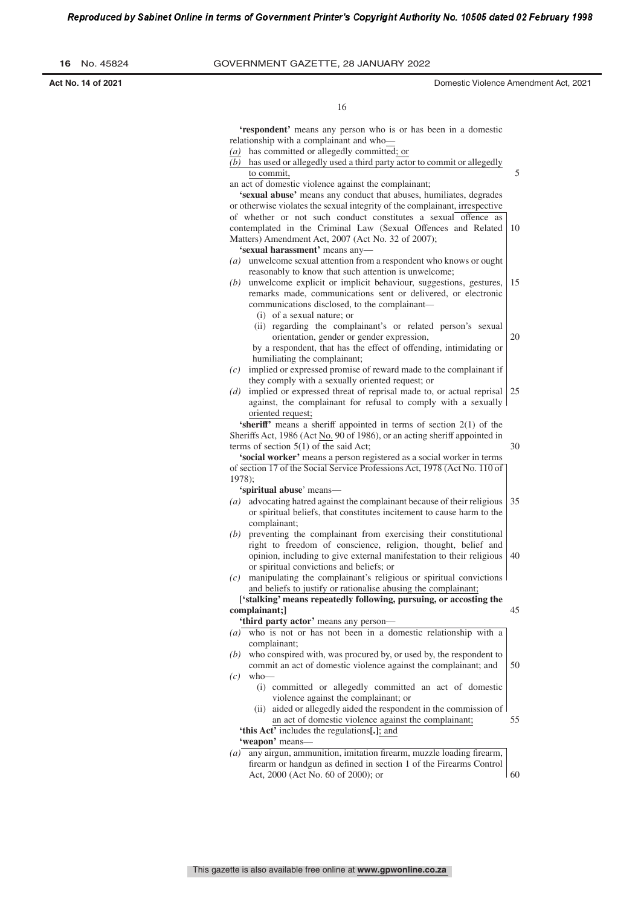**'respondent'** means any person who is or has been in a domestic relationship with a complainant and who—

*(a)* has committed or allegedly committed; or

*(b)* has used or allegedly used a third party actor to commit or allegedly to commit,

an act of domestic violence against the complainant;

**'sexual abuse'** means any conduct that abuses, humiliates, degrades or otherwise violates the sexual integrity of the complainant, irrespective of whether or not such conduct constitutes a sexual offence as contemplated in the Criminal Law (Sexual Offences and Related Matters) Amendment Act, 2007 (Act No. 32 of 2007);

**'sexual harassment'** means any—

*(a)* unwelcome sexual attention from a respondent who knows or ought reasonably to know that such attention is unwelcome;

*(b)* unwelcome explicit or implicit behaviour, suggestions, gestures, remarks made, communications sent or delivered, or electronic communications disclosed, to the complainant—

(i) of a sexual nature; or

(ii) regarding the complainant's or related person's sexual orientation, gender or gender expression,

by a respondent, that has the effect of offending, intimidating or humiliating the complainant;

*(c)* implied or expressed promise of reward made to the complainant if they comply with a sexually oriented request; or

*(d)* implied or expressed threat of reprisal made to, or actual reprisal against, the complainant for refusal to comply with a sexually oriented request;

**'sheriff'** means a sheriff appointed in terms of section 2(1) of the Sheriffs Act, 1986 (Act No. 90 of 1986), or an acting sheriff appointed in terms of section 5(1) of the said Act;

**'social worker'** means a person registered as a social worker in terms of section 17 of the Social Service Professions Act, 1978 (Act No. 110 of 1978);

**'spiritual abuse'** means—

*(a)* advocating hatred against the complainant because of their religious or spiritual beliefs, that constitutes incitement to cause harm to the complainant;

*(b)* preventing the complainant from exercising their constitutional right to freedom of conscience, religion, thought, belief and opinion, including to give external manifestation to their religious or spiritual convictions and beliefs; or

*(c)* manipulating the complainant's religious or spiritual convictions and beliefs to justify or rationalise abusing the complainant;

**['stalking' means repeatedly following, pursuing, or accosting the complainant;]**

**'third party actor'** means any person—

*(a)* who is not or has not been in a domestic relationship with a complainant;

*(b)* who conspired with, was procured by, or used by, the respondent to commit an act of domestic violence against the complainant; and

*(c)* who—

(i) committed or allegedly committed an act of domestic violence against the complainant; or

(ii) aided or allegedly aided the respondent in the commission of an act of domestic violence against the complainant;

**'this Act'** includes the regulations**[.]**; and

**'weapon'** means—

*(a)* any airgun, ammunition, imitation firearm, muzzle loading firearm, firearm or handgun as defined in section 1 of the Firearms Control Act, 2000 (Act No. 60 of 2000); or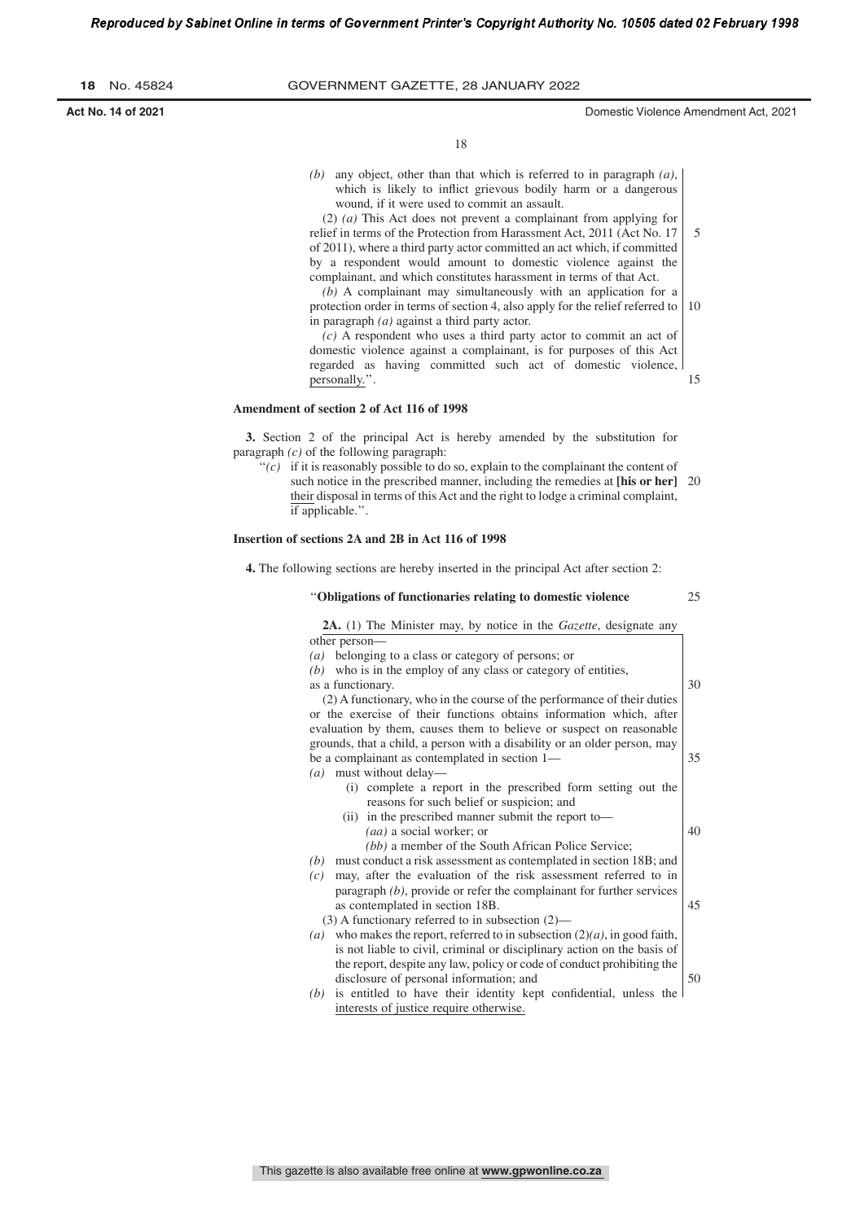(b) any object, other than that which is referred to in paragraph (a), which is likely to inflict grievous bodily harm or a dangerous wound, if it were used to commit an assault.

(2) (a) This Act does not prevent a complainant from applying for relief in terms of the Protection from Harassment Act, 2011 (Act No. 17 of 2011), where a third party actor committed an act which, if committed by a respondent would amount to domestic violence against the complainant, and which constitutes harassment in terms of that Act.

(b) A complainant may simultaneously with an application for a protection order in terms of section 4, also apply for the relief referred to in paragraph (a) against a third party actor.

(c) A respondent who uses a third party actor to commit an act of domestic violence against a complainant, is for purposes of this Act regarded as having committed such act of domestic violence, personally.''.

**Amendment of section 2 of Act 116 of 1998**

**3.** Section 2 of the principal Act is hereby amended by the substitution for paragraph (c) of the following paragraph:

''(c) if it is reasonably possible to do so, explain to the complainant the content of such notice in the prescribed manner, including the remedies at **[his or her]** their disposal in terms of this Act and the right to lodge a criminal complaint, if applicable.''.

**Insertion of sections 2A and 2B in Act 116 of 1998**

**4.** The following sections are hereby inserted in the principal Act after section 2:

''**Obligations of functionaries relating to domestic violence**

**2A.** (1) The Minister may, by notice in the *Gazette*, designate any other person—

(a) belonging to a class or category of persons; or

(b) who is in the employ of any class or category of entities,

as a functionary.

(2) A functionary, who in the course of the performance of their duties or the exercise of their functions obtains information which, after evaluation by them, causes them to believe or suspect on reasonable grounds, that a child, a person with a disability or an older person, may be a complainant as contemplated in section 1—

(a) must without delay—

(i) complete a report in the prescribed form setting out the reasons for such belief or suspicion; and

(ii) in the prescribed manner submit the report to—

(aa) a social worker; or

(bb) a member of the South African Police Service;

(b) must conduct a risk assessment as contemplated in section 18B; and

(c) may, after the evaluation of the risk assessment referred to in paragraph (b), provide or refer the complainant for further services as contemplated in section 18B.

(3) A functionary referred to in subsection (2)—

(a) who makes the report, referred to in subsection (2)(a), in good faith, is not liable to civil, criminal or disciplinary action on the basis of the report, despite any law, policy or code of conduct prohibiting the disclosure of personal information; and

(b) is entitled to have their identity kept confidential, unless the interests of justice require otherwise.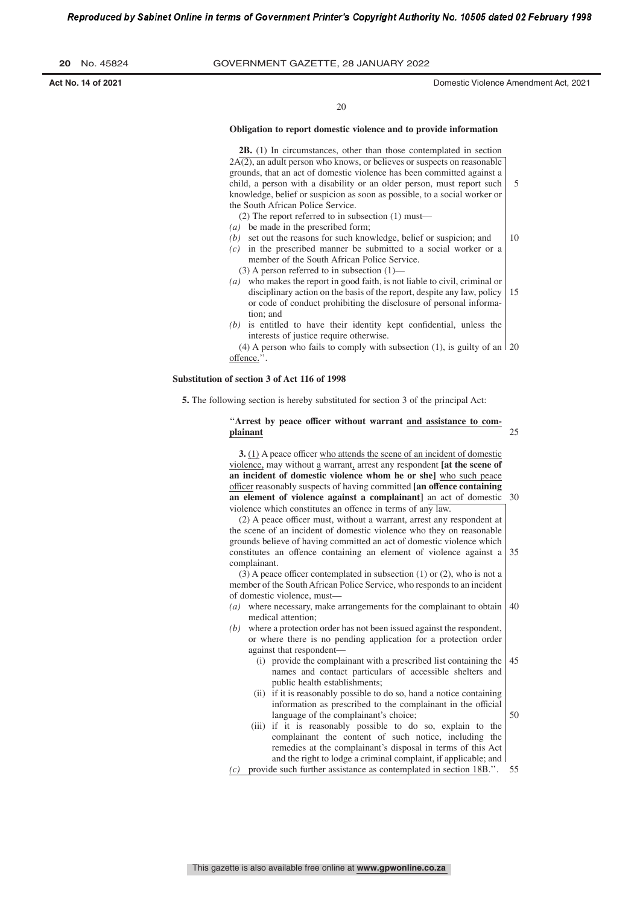**Obligation to report domestic violence and to provide information**

**2B.** (1) In circumstances, other than those contemplated in section 2A(2), an adult person who knows, or believes or suspects on reasonable grounds, that an act of domestic violence has been committed against a child, a person with a disability or an older person, must report such knowledge, belief or suspicion as soon as possible, to a social worker or the South African Police Service.

(2) The report referred to in subsection (1) must—

*(a)* be made in the prescribed form;

*(b)* set out the reasons for such knowledge, belief or suspicion; and

*(c)* in the prescribed manner be submitted to a social worker or a member of the South African Police Service.

(3) A person referred to in subsection (1)—

*(a)* who makes the report in good faith, is not liable to civil, criminal or disciplinary action on the basis of the report, despite any law, policy or code of conduct prohibiting the disclosure of personal information; and

*(b)* is entitled to have their identity kept confidential, unless the interests of justice require otherwise.

(4) A person who fails to comply with subsection (1), is guilty of an offence.''.

**Substitution of section 3 of Act 116 of 1998**

**5.** The following section is hereby substituted for section 3 of the principal Act:

''**Arrest by peace officer without warrant** <u>**and assistance to complainant**</u>

**3.** <u>(1)</u> A peace officer <u>who attends the scene of an incident of domestic violence,</u> may without <u>a</u> warrant<u>,</u> arrest any respondent **[at the scene of an incident of domestic violence whom he or she]** <u>who such peace officer</u> reasonably suspects of having committed **[an offence containing an element of violence against a complainant]** <u>an act of domestic violence which constitutes an offence in terms of any law.</u>

<u>(2) A peace officer must, without a warrant, arrest any respondent at the scene of an incident of domestic violence who they on reasonable grounds believe of having committed an act of domestic violence which constitutes an offence containing an element of violence against a complainant.</u>

<u>(3) A peace officer contemplated in subsection (1) or (2), who is not a member of the South African Police Service, who responds to an incident of domestic violence, must—</u>

<u>*(a)* where necessary, make arrangements for the complainant to obtain medical attention;</u>

<u>*(b)* where a protection order has not been issued against the respondent, or where there is no pending application for a protection order against that respondent—</u>

<u>(i) provide the complainant with a prescribed list containing the names and contact particulars of accessible shelters and public health establishments;</u>

<u>(ii) if it is reasonably possible to do so, hand a notice containing information as prescribed to the complainant in the official language of the complainant's choice;</u>

<u>(iii) if it is reasonably possible to do so, explain to the complainant the content of such notice, including the remedies at the complainant's disposal in terms of this Act and the right to lodge a criminal complaint, if applicable; and</u>

<u>*(c)* provide such further assistance as contemplated in section 18B</u>.''.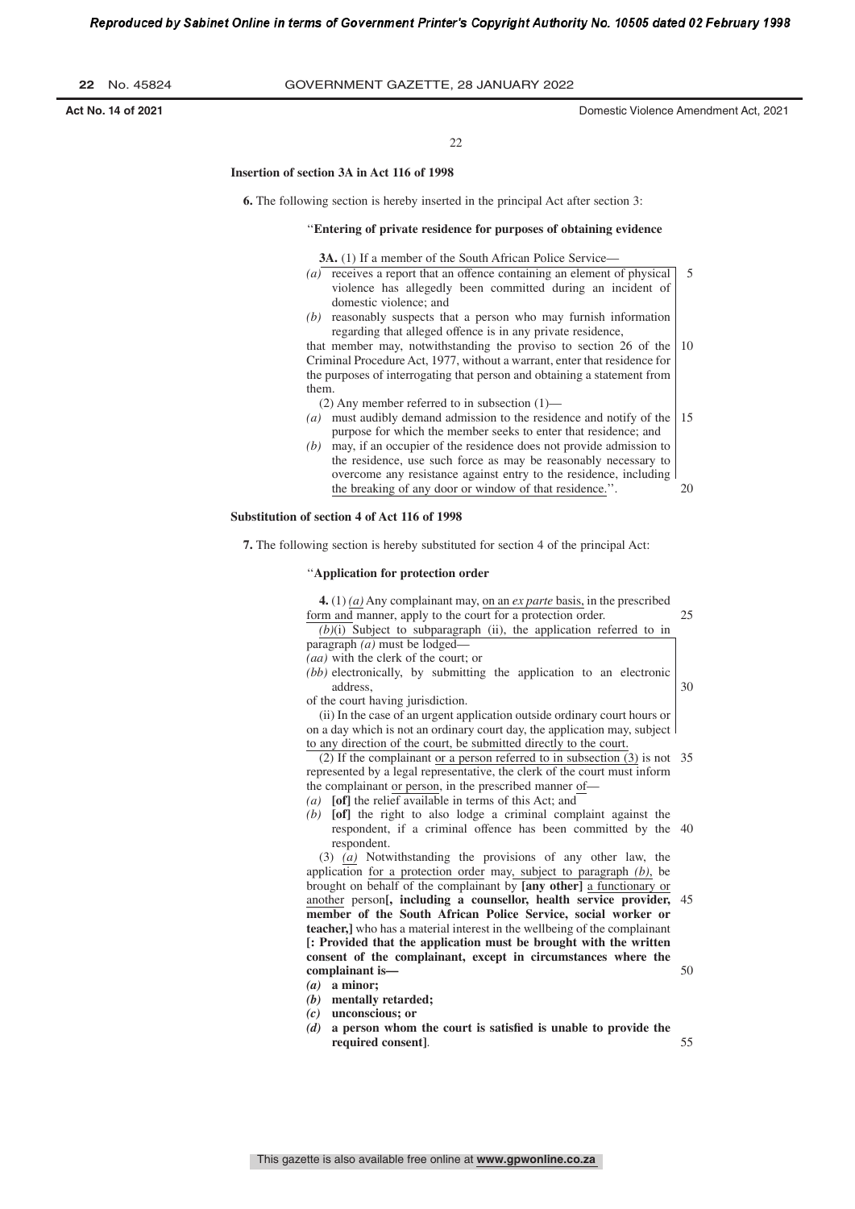**Insertion of section 3A in Act 116 of 1998**

**6.** The following section is hereby inserted in the principal Act after section 3:

"**Entering of private residence for purposes of obtaining evidence**

**3A.** (1) If a member of the South African Police Service—

*(a)* receives a report that an offence containing an element of physical violence has allegedly been committed during an incident of domestic violence; and

*(b)* reasonably suspects that a person who may furnish information regarding that alleged offence is in any private residence,

that member may, notwithstanding the proviso to section 26 of the Criminal Procedure Act, 1977, without a warrant, enter that residence for the purposes of interrogating that person and obtaining a statement from them.

(2) Any member referred to in subsection (1)—

*(a)* must audibly demand admission to the residence and notify of the purpose for which the member seeks to enter that residence; and

*(b)* may, if an occupier of the residence does not provide admission to the residence, use such force as may be reasonably necessary to overcome any resistance against entry to the residence, including the breaking of any door or window of that residence.".

**Substitution of section 4 of Act 116 of 1998**

**7.** The following section is hereby substituted for section 4 of the principal Act:

"**Application for protection order**

**4.** (1) *(a)* Any complainant may, on an *ex parte* basis, in the prescribed form and manner, apply to the court for a protection order.

*(b)*(i) Subject to subparagraph (ii), the application referred to in paragraph *(a)* must be lodged—

*(aa)* with the clerk of the court; or

*(bb)* electronically, by submitting the application to an electronic address,

of the court having jurisdiction.

(ii) In the case of an urgent application outside ordinary court hours or on a day which is not an ordinary court day, the application may, subject to any direction of the court, be submitted directly to the court.

(2) If the complainant or a person referred to in subsection (3) is not represented by a legal representative, the clerk of the court must inform the complainant or person, in the prescribed manner of—

*(a)* **[of]** the relief available in terms of this Act; and

*(b)* **[of]** the right to also lodge a criminal complaint against the respondent, if a criminal offence has been committed by the respondent.

(3) *(a)* Notwithstanding the provisions of any other law, the application for a protection order may, subject to paragraph *(b)*, be brought on behalf of the complainant by **[any other]** a functionary or another person**[, including a counsellor, health service provider, member of the South African Police Service, social worker or teacher,]** who has a material interest in the wellbeing of the complainant **[: Provided that the application must be brought with the written consent of the complainant, except in circumstances where the complainant is—**

***(a)* a minor;**

***(b)* mentally retarded;**

***(c)* unconscious; or**

***(d)* a person whom the court is satisfied is unable to provide the required consent]**.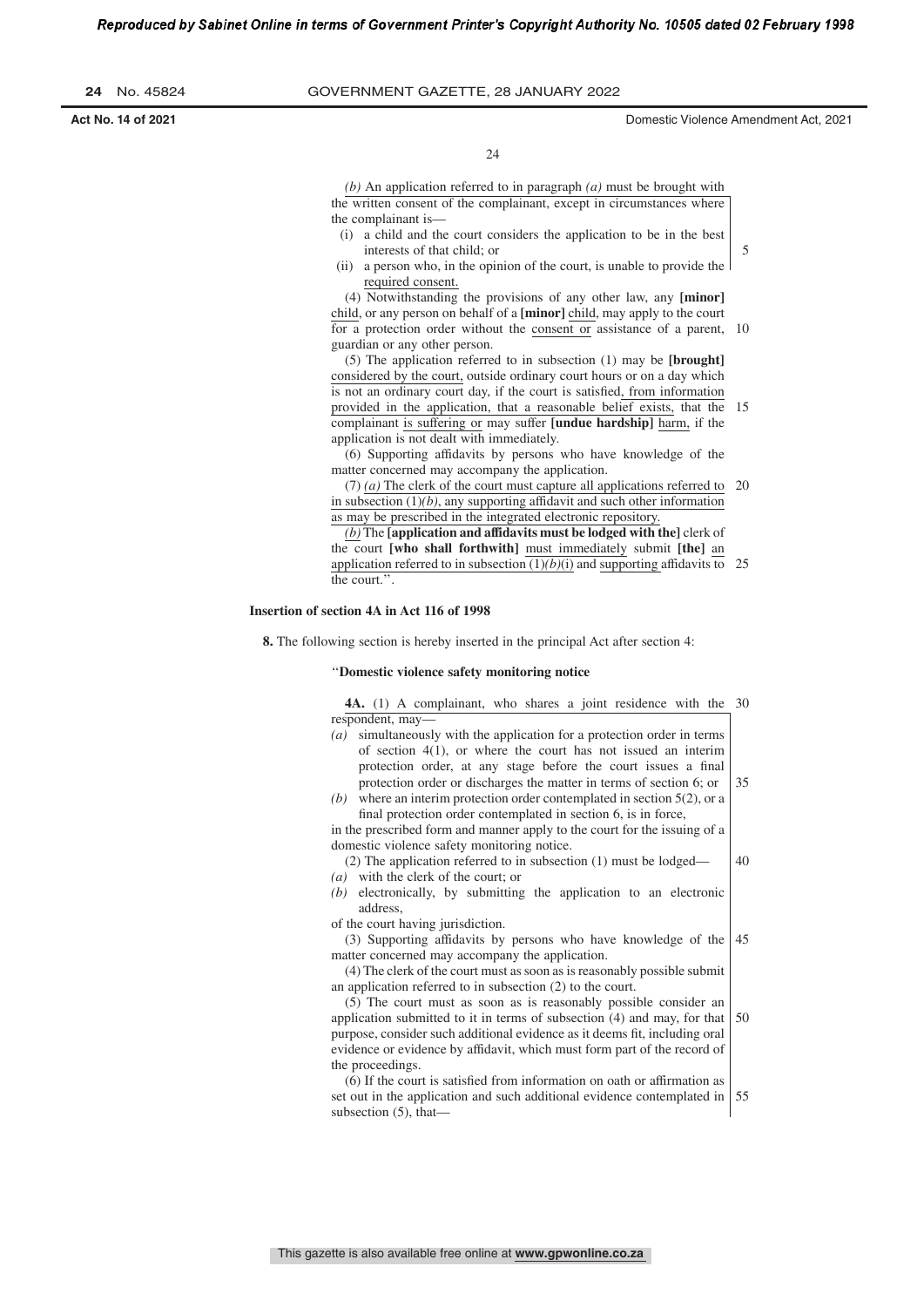*(b)* An application referred to in paragraph *(a)* must be brought with the written consent of the complainant, except in circumstances where the complainant is—

(i) a child and the court considers the application to be in the best interests of that child; or

(ii) a person who, in the opinion of the court, is unable to provide the required consent.

(4) Notwithstanding the provisions of any other law, any **[minor]** child, or any person on behalf of a **[minor]** child, may apply to the court for a protection order without the consent or assistance of a parent, guardian or any other person.

(5) The application referred to in subsection (1) may be **[brought]** considered by the court, outside ordinary court hours or on a day which is not an ordinary court day, if the court is satisfied, from information provided in the application, that a reasonable belief exists, that the complainant is suffering or may suffer **[undue hardship]** harm, if the application is not dealt with immediately.

(6) Supporting affidavits by persons who have knowledge of the matter concerned may accompany the application.

(7) *(a)* The clerk of the court must capture all applications referred to in subsection (1)*(b)*, any supporting affidavit and such other information as may be prescribed in the integrated electronic repository.

*(b)* The **[application and affidavits must be lodged with the]** clerk of the court **[who shall forthwith]** must immediately submit **[the]** an application referred to in subsection (1)*(b)*(i) and supporting affidavits to the court.''.

**Insertion of section 4A in Act 116 of 1998**

**8.** The following section is hereby inserted in the principal Act after section 4:

''**Domestic violence safety monitoring notice**

**4A.** (1) A complainant, who shares a joint residence with the respondent, may—

*(a)* simultaneously with the application for a protection order in terms of section 4(1), or where the court has not issued an interim protection order, at any stage before the court issues a final protection order or discharges the matter in terms of section 6; or

*(b)* where an interim protection order contemplated in section 5(2), or a final protection order contemplated in section 6, is in force,

in the prescribed form and manner apply to the court for the issuing of a domestic violence safety monitoring notice.

(2) The application referred to in subsection (1) must be lodged—

*(a)* with the clerk of the court; or

*(b)* electronically, by submitting the application to an electronic address,

of the court having jurisdiction.

(3) Supporting affidavits by persons who have knowledge of the matter concerned may accompany the application.

(4) The clerk of the court must as soon as is reasonably possible submit an application referred to in subsection (2) to the court.

(5) The court must as soon as is reasonably possible consider an application submitted to it in terms of subsection (4) and may, for that purpose, consider such additional evidence as it deems fit, including oral evidence or evidence by affidavit, which must form part of the record of the proceedings.

(6) If the court is satisfied from information on oath or affirmation as set out in the application and such additional evidence contemplated in subsection (5), that—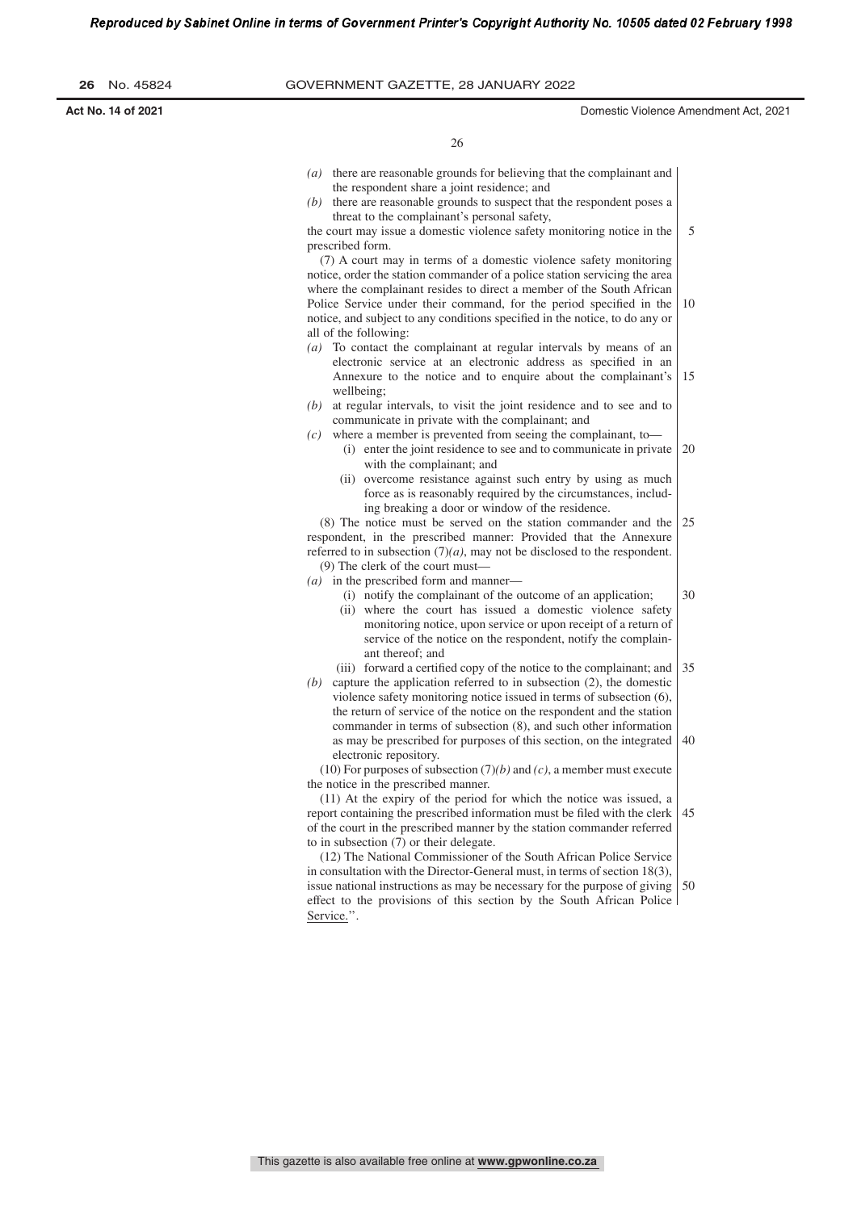*(a)* there are reasonable grounds for believing that the complainant and the respondent share a joint residence; and

*(b)* there are reasonable grounds to suspect that the respondent poses a threat to the complainant's personal safety,

the court may issue a domestic violence safety monitoring notice in the prescribed form.

(7) A court may in terms of a domestic violence safety monitoring notice, order the station commander of a police station servicing the area where the complainant resides to direct a member of the South African Police Service under their command, for the period specified in the notice, and subject to any conditions specified in the notice, to do any or all of the following:

*(a)* To contact the complainant at regular intervals by means of an electronic service at an electronic address as specified in an Annexure to the notice and to enquire about the complainant's wellbeing;

*(b)* at regular intervals, to visit the joint residence and to see and to communicate in private with the complainant; and

*(c)* where a member is prevented from seeing the complainant, to—

(i) enter the joint residence to see and to communicate in private with the complainant; and

(ii) overcome resistance against such entry by using as much force as is reasonably required by the circumstances, including breaking a door or window of the residence.

(8) The notice must be served on the station commander and the respondent, in the prescribed manner: Provided that the Annexure referred to in subsection (7)*(a)*, may not be disclosed to the respondent.

(9) The clerk of the court must—

*(a)* in the prescribed form and manner—

(i) notify the complainant of the outcome of an application;

(ii) where the court has issued a domestic violence safety monitoring notice, upon service or upon receipt of a return of service of the notice on the respondent, notify the complainant thereof; and

(iii) forward a certified copy of the notice to the complainant; and

*(b)* capture the application referred to in subsection (2), the domestic violence safety monitoring notice issued in terms of subsection (6), the return of service of the notice on the respondent and the station commander in terms of subsection (8), and such other information as may be prescribed for purposes of this section, on the integrated electronic repository.

(10) For purposes of subsection (7)*(b)* and *(c)*, a member must execute the notice in the prescribed manner.

(11) At the expiry of the period for which the notice was issued, a report containing the prescribed information must be filed with the clerk of the court in the prescribed manner by the station commander referred to in subsection (7) or their delegate.

(12) The National Commissioner of the South African Police Service in consultation with the Director-General must, in terms of section 18(3), issue national instructions as may be necessary for the purpose of giving effect to the provisions of this section by the South African Police Service.''.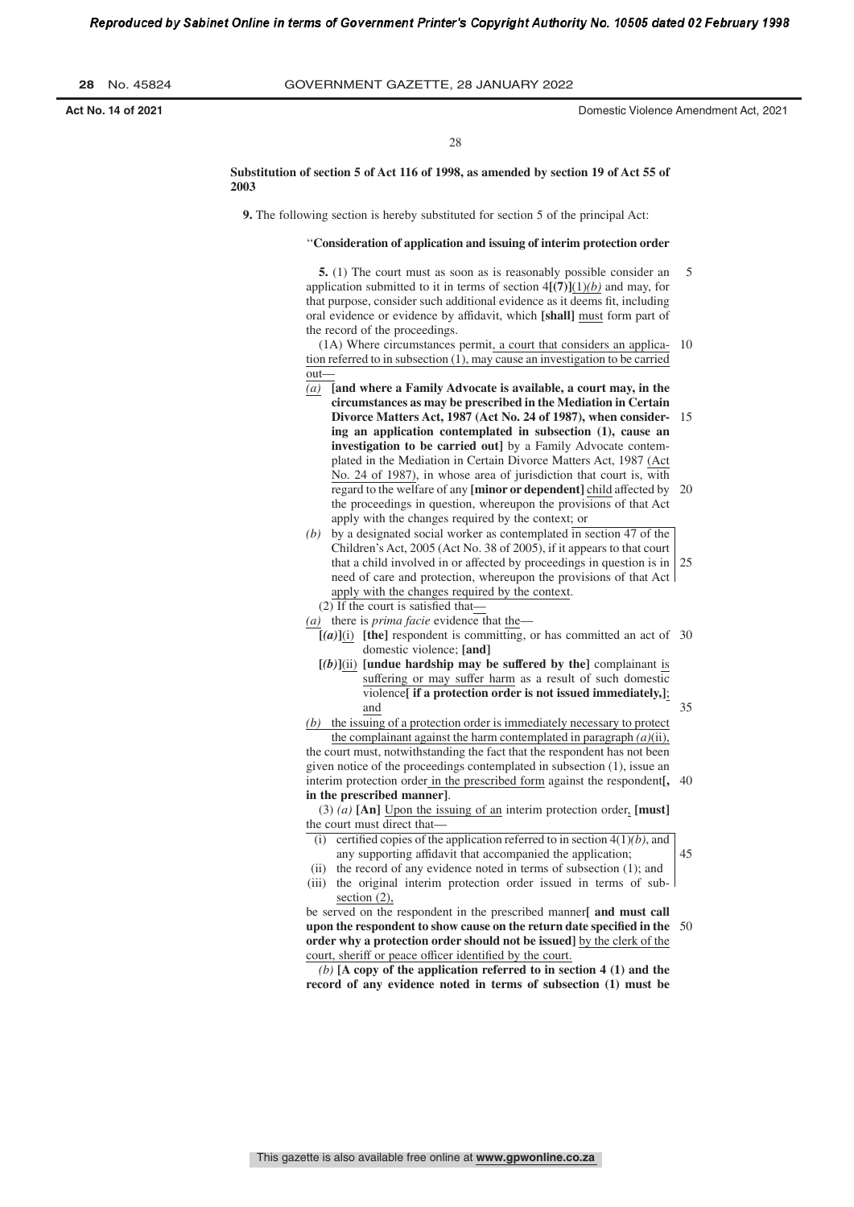**Substitution of section 5 of Act 116 of 1998, as amended by section 19 of Act 55 of 2003**

**9.** The following section is hereby substituted for section 5 of the principal Act:

"**Consideration of application and issuing of interim protection order**

**5.** (1) The court must as soon as is reasonably possible consider an application submitted to it in terms of section 4**[(7)]**(1)*(b)* and may, for that purpose, consider such additional evidence as it deems fit, including oral evidence or evidence by affidavit, which **[shall]** must form part of the record of the proceedings.

(1A) Where circumstances permit, a court that considers an application referred to in subsection (1), may cause an investigation to be carried out—

*(a)* **[and where a Family Advocate is available, a court may, in the circumstances as may be prescribed in the Mediation in Certain Divorce Matters Act, 1987 (Act No. 24 of 1987), when considering an application contemplated in subsection (1), cause an investigation to be carried out]** by a Family Advocate contemplated in the Mediation in Certain Divorce Matters Act, 1987 (Act No. 24 of 1987), in whose area of jurisdiction that court is, with regard to the welfare of any **[minor or dependent]** child affected by the proceedings in question, whereupon the provisions of that Act apply with the changes required by the context; or

*(b)* by a designated social worker as contemplated in section 47 of the Children's Act, 2005 (Act No. 38 of 2005), if it appears to that court that a child involved in or affected by proceedings in question is in need of care and protection, whereupon the provisions of that Act apply with the changes required by the context.

(2) If the court is satisfied that—

*(a)* there is *prima facie* evidence that the—

**[*(a)*]**(i) **[the]** respondent is committing, or has committed an act of domestic violence; **[and]**

**[*(b)*]**(ii) **[undue hardship may be suffered by the]** complainant is suffering or may suffer harm as a result of such domestic violence**[ if a protection order is not issued immediately,]**; and

*(b)* the issuing of a protection order is immediately necessary to protect the complainant against the harm contemplated in paragraph *(a)*(ii),

the court must, notwithstanding the fact that the respondent has not been given notice of the proceedings contemplated in subsection (1), issue an interim protection order in the prescribed form against the respondent**[, in the prescribed manner]**.

(3) *(a)* **[An]** Upon the issuing of an interim protection order, **[must]** the court must direct that—

(i) certified copies of the application referred to in section 4(1)*(b)*, and any supporting affidavit that accompanied the application;

(ii) the record of any evidence noted in terms of subsection (1); and

(iii) the original interim protection order issued in terms of subsection (2),

be served on the respondent in the prescribed manner**[ and must call upon the respondent to show cause on the return date specified in the order why a protection order should not be issued]** by the clerk of the court, sheriff or peace officer identified by the court.

*(b)* **[A copy of the application referred to in section 4 (1) and the record of any evidence noted in terms of subsection (1) must be**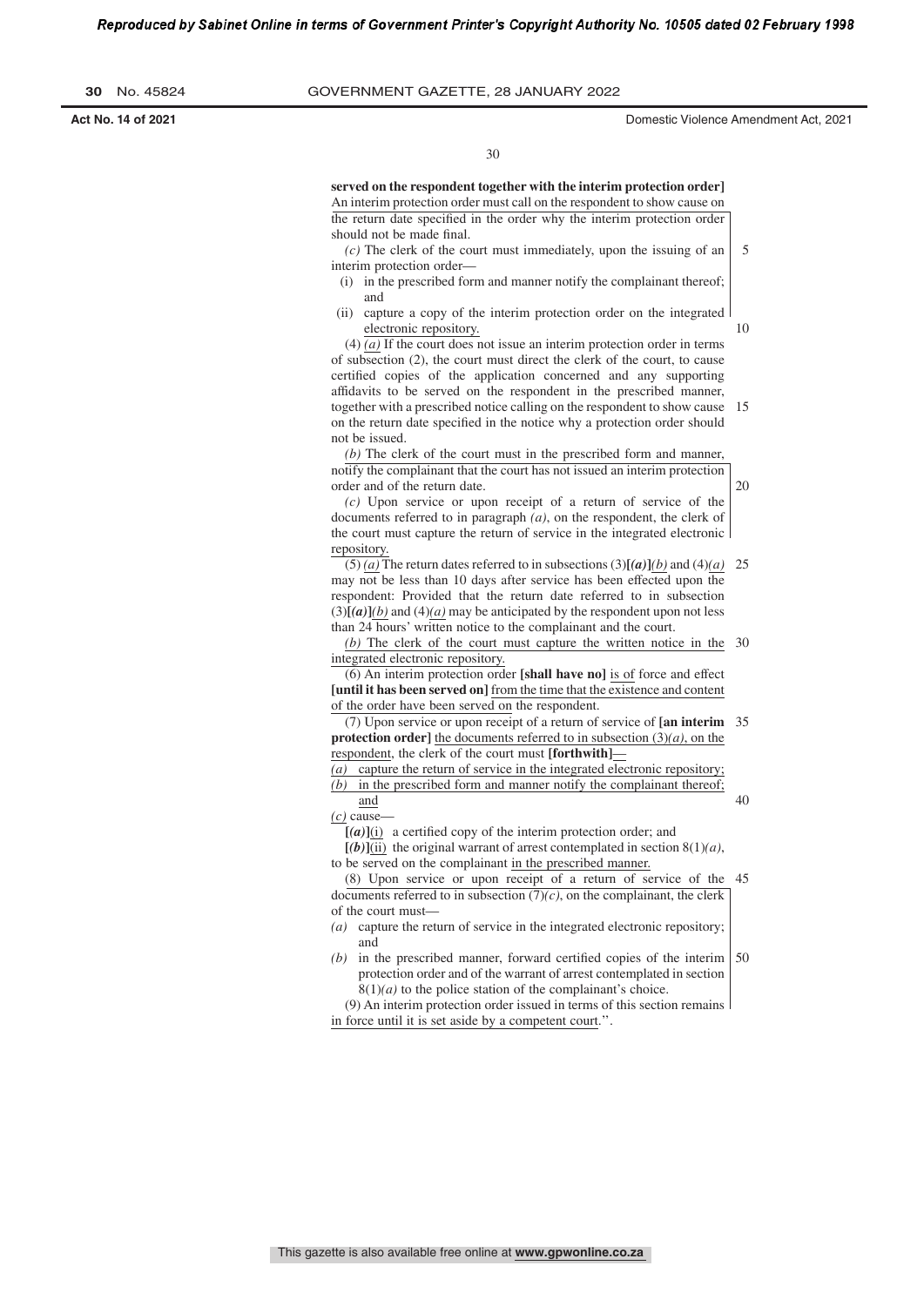**served on the respondent together with the interim protection order]** An interim protection order must call on the respondent to show cause on the return date specified in the order why the interim protection order should not be made final.

*(c)* The clerk of the court must immediately, upon the issuing of an interim protection order—

(i) in the prescribed form and manner notify the complainant thereof; and

(ii) capture a copy of the interim protection order on the integrated electronic repository.

(4) *(a)* If the court does not issue an interim protection order in terms of subsection (2), the court must direct the clerk of the court, to cause certified copies of the application concerned and any supporting affidavits to be served on the respondent in the prescribed manner, together with a prescribed notice calling on the respondent to show cause on the return date specified in the notice why a protection order should not be issued.

*(b)* The clerk of the court must in the prescribed form and manner, notify the complainant that the court has not issued an interim protection order and of the return date.

*(c)* Upon service or upon receipt of a return of service of the documents referred to in paragraph *(a)*, on the respondent, the clerk of the court must capture the return of service in the integrated electronic repository.

(5) *(a)* The return dates referred to in subsections (3)**[*(a)*]***(b)* and (4)*(a)* may not be less than 10 days after service has been effected upon the respondent: Provided that the return date referred to in subsection (3)**[*(a)*]***(b)* and (4)*(a)* may be anticipated by the respondent upon not less than 24 hours' written notice to the complainant and the court.

*(b)* The clerk of the court must capture the written notice in the integrated electronic repository.

(6) An interim protection order **[shall have no]** is of force and effect **[until it has been served on]** from the time that the existence and content of the order have been served on the respondent.

(7) Upon service or upon receipt of a return of service of **[an interim protection order]** the documents referred to in subsection (3)*(a)*, on the respondent, the clerk of the court must **[forthwith]**—

*(a)* capture the return of service in the integrated electronic repository;

*(b)* in the prescribed form and manner notify the complainant thereof; and

*(c)* cause—

**[*(a)*]**(i) a certified copy of the interim protection order; and

**[*(b)*]**(ii) the original warrant of arrest contemplated in section 8(1)*(a)*,

to be served on the complainant in the prescribed manner.

(8) Upon service or upon receipt of a return of service of the documents referred to in subsection (7)*(c)*, on the complainant, the clerk of the court must—

*(a)* capture the return of service in the integrated electronic repository; and

*(b)* in the prescribed manner, forward certified copies of the interim protection order and of the warrant of arrest contemplated in section 8(1)*(a)* to the police station of the complainant's choice.

(9) An interim protection order issued in terms of this section remains in force until it is set aside by a competent court.''.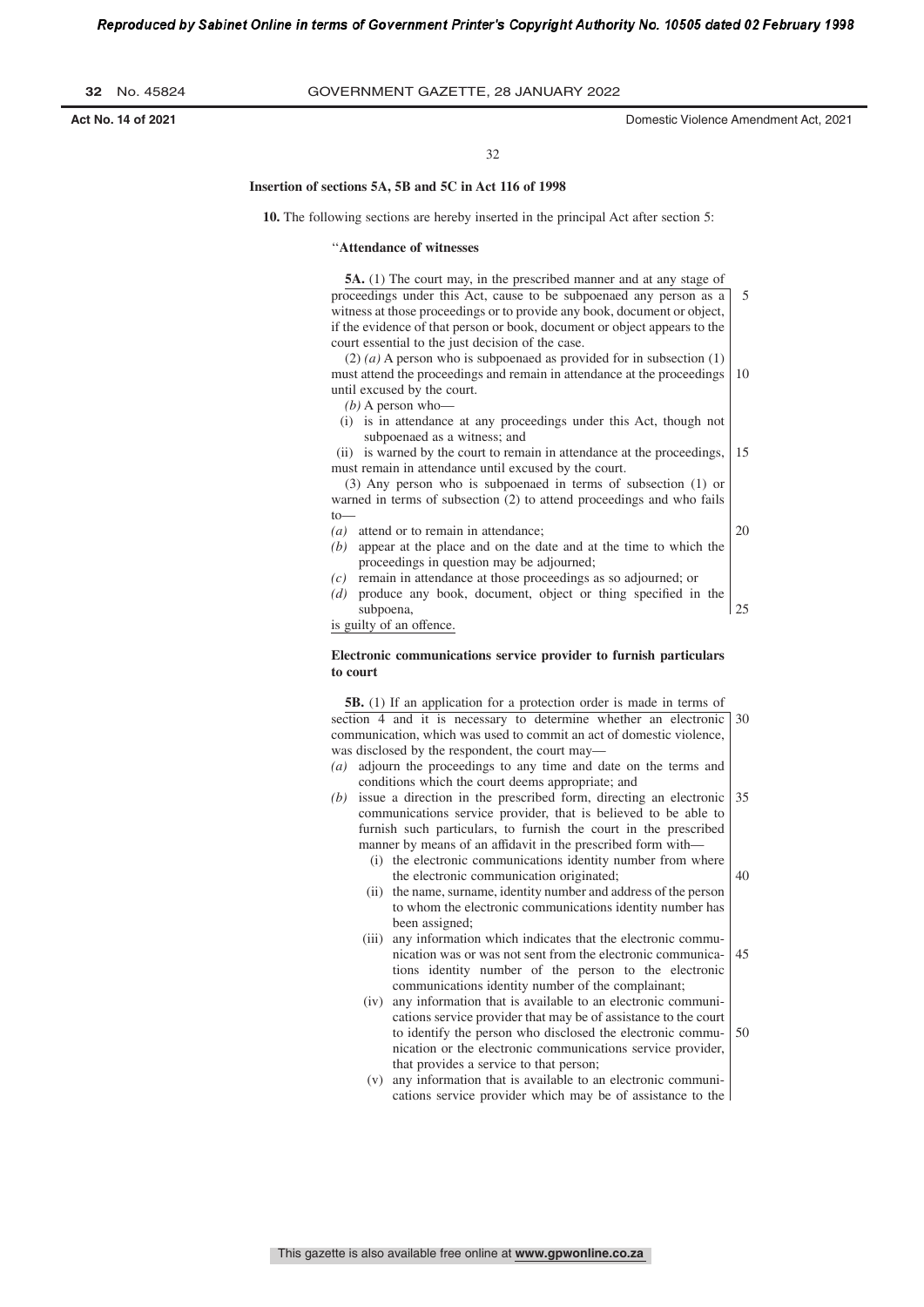### Insertion of sections 5A, 5B and 5C in Act 116 of 1998

**10.** The following sections are hereby inserted in the principal Act after section 5:

''**Attendance of witnesses**

**5A.** (1) The court may, in the prescribed manner and at any stage of proceedings under this Act, cause to be subpoenaed any person as a witness at those proceedings or to provide any book, document or object, if the evidence of that person or book, document or object appears to the court essential to the just decision of the case.

(2) *(a)* A person who is subpoenaed as provided for in subsection (1) must attend the proceedings and remain in attendance at the proceedings until excused by the court.

*(b)* A person who—

(i) is in attendance at any proceedings under this Act, though not subpoenaed as a witness; and

(ii) is warned by the court to remain in attendance at the proceedings,

must remain in attendance until excused by the court.

(3) Any person who is subpoenaed in terms of subsection (1) or warned in terms of subsection (2) to attend proceedings and who fails to—

*(a)* attend or to remain in attendance;

*(b)* appear at the place and on the date and at the time to which the proceedings in question may be adjourned;

*(c)* remain in attendance at those proceedings as so adjourned; or

*(d)* produce any book, document, object or thing specified in the subpoena,

is guilty of an offence.

**Electronic communications service provider to furnish particulars to court**

**5B.** (1) If an application for a protection order is made in terms of section 4 and it is necessary to determine whether an electronic communication, which was used to commit an act of domestic violence, was disclosed by the respondent, the court may—

*(a)* adjourn the proceedings to any time and date on the terms and conditions which the court deems appropriate; and

*(b)* issue a direction in the prescribed form, directing an electronic communications service provider, that is believed to be able to furnish such particulars, to furnish the court in the prescribed manner by means of an affidavit in the prescribed form with—

(i) the electronic communications identity number from where the electronic communication originated;

(ii) the name, surname, identity number and address of the person to whom the electronic communications identity number has been assigned;

(iii) any information which indicates that the electronic communication was or was not sent from the electronic communications identity number of the person to the electronic communications identity number of the complainant;

(iv) any information that is available to an electronic communications service provider that may be of assistance to the court to identify the person who disclosed the electronic communication or the electronic communications service provider, that provides a service to that person;

(v) any information that is available to an electronic communications service provider which may be of assistance to the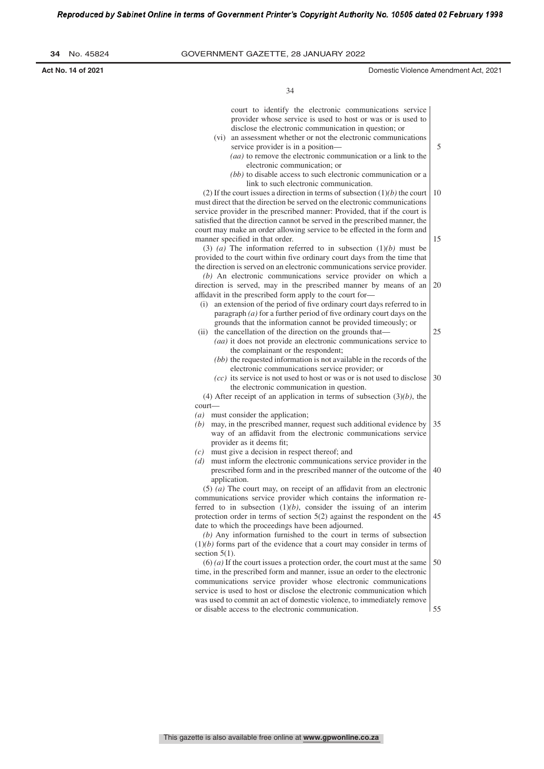court to identify the electronic communications service provider whose service is used to host or was or is used to disclose the electronic communication in question; or

(vi) an assessment whether or not the electronic communications service provider is in a position—

*(aa)* to remove the electronic communication or a link to the electronic communication; or

*(bb)* to disable access to such electronic communication or a link to such electronic communication.

(2) If the court issues a direction in terms of subsection (1)*(b)* the court must direct that the direction be served on the electronic communications service provider in the prescribed manner: Provided, that if the court is satisfied that the direction cannot be served in the prescribed manner, the court may make an order allowing service to be effected in the form and manner specified in that order.

(3) *(a)* The information referred to in subsection (1)*(b)* must be provided to the court within five ordinary court days from the time that the direction is served on an electronic communications service provider.

*(b)* An electronic communications service provider on which a direction is served, may in the prescribed manner by means of an affidavit in the prescribed form apply to the court for—

(i) an extension of the period of five ordinary court days referred to in paragraph *(a)* for a further period of five ordinary court days on the grounds that the information cannot be provided timeously; or

(ii) the cancellation of the direction on the grounds that—

*(aa)* it does not provide an electronic communications service to the complainant or the respondent;

*(bb)* the requested information is not available in the records of the electronic communications service provider; or

*(cc)* its service is not used to host or was or is not used to disclose the electronic communication in question.

(4) After receipt of an application in terms of subsection (3)*(b)*, the court—

*(a)* must consider the application;

*(b)* may, in the prescribed manner, request such additional evidence by way of an affidavit from the electronic communications service provider as it deems fit;

*(c)* must give a decision in respect thereof; and

*(d)* must inform the electronic communications service provider in the prescribed form and in the prescribed manner of the outcome of the application.

(5) *(a)* The court may, on receipt of an affidavit from an electronic communications service provider which contains the information referred to in subsection (1)*(b)*, consider the issuing of an interim protection order in terms of section 5(2) against the respondent on the date to which the proceedings have been adjourned.

*(b)* Any information furnished to the court in terms of subsection (1)*(b)* forms part of the evidence that a court may consider in terms of section 5(1).

(6) *(a)* If the court issues a protection order, the court must at the same time, in the prescribed form and manner, issue an order to the electronic communications service provider whose electronic communications service is used to host or disclose the electronic communication which was used to commit an act of domestic violence, to immediately remove or disable access to the electronic communication.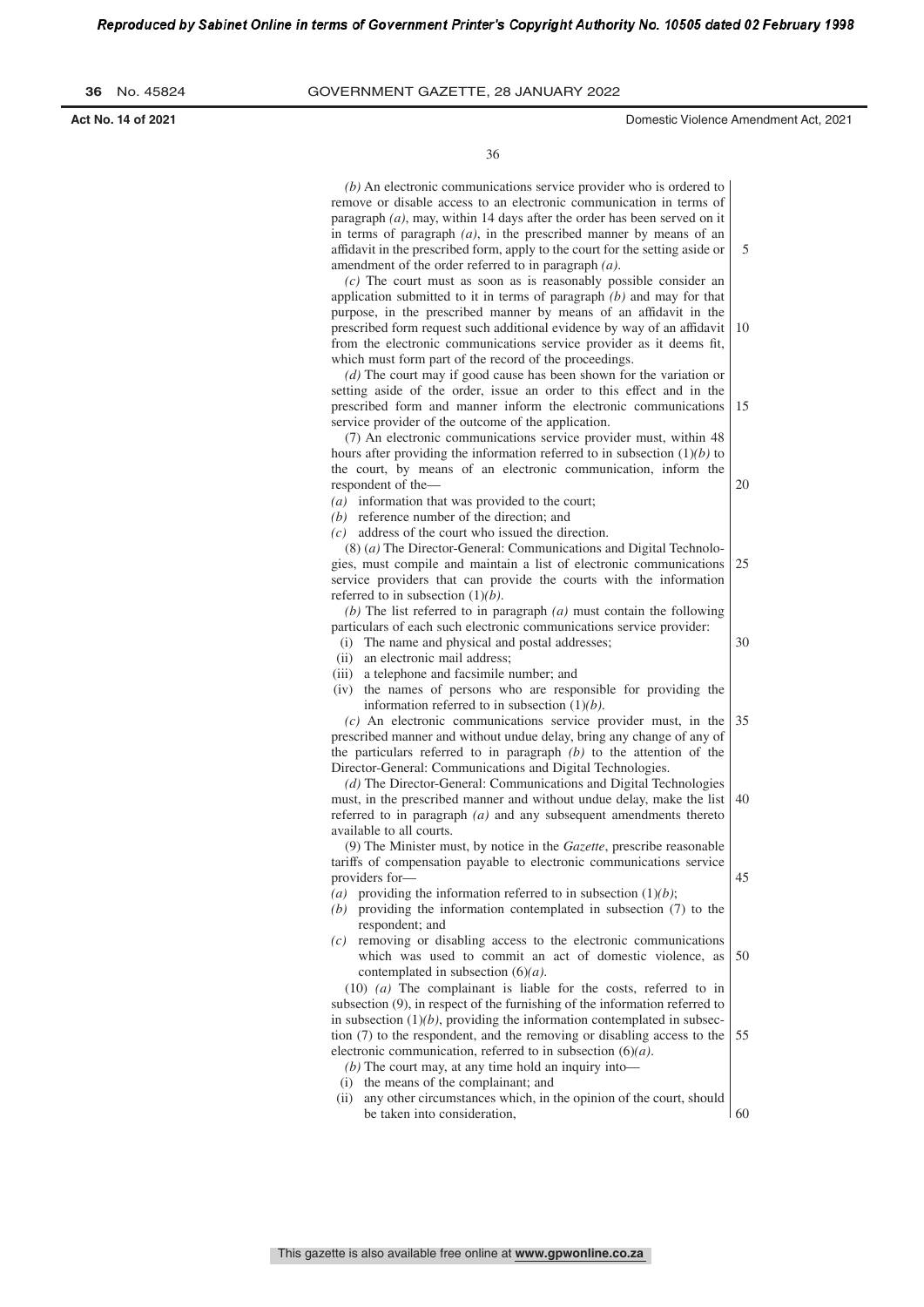*(b)* An electronic communications service provider who is ordered to remove or disable access to an electronic communication in terms of paragraph *(a)*, may, within 14 days after the order has been served on it in terms of paragraph *(a)*, in the prescribed manner by means of an affidavit in the prescribed form, apply to the court for the setting aside or amendment of the order referred to in paragraph *(a)*.

*(c)* The court must as soon as is reasonably possible consider an application submitted to it in terms of paragraph *(b)* and may for that purpose, in the prescribed manner by means of an affidavit in the prescribed form request such additional evidence by way of an affidavit from the electronic communications service provider as it deems fit, which must form part of the record of the proceedings.

*(d)* The court may if good cause has been shown for the variation or setting aside of the order, issue an order to this effect and in the prescribed form and manner inform the electronic communications service provider of the outcome of the application.

(7) An electronic communications service provider must, within 48 hours after providing the information referred to in subsection (1)*(b)* to the court, by means of an electronic communication, inform the respondent of the—

*(a)* information that was provided to the court;
*(b)* reference number of the direction; and
*(c)* address of the court who issued the direction.

(8) *(a)* The Director-General: Communications and Digital Technologies, must compile and maintain a list of electronic communications service providers that can provide the courts with the information referred to in subsection (1)*(b)*.

*(b)* The list referred to in paragraph *(a)* must contain the following particulars of each such electronic communications service provider:

(i) The name and physical and postal addresses;
(ii) an electronic mail address;
(iii) a telephone and facsimile number; and
(iv) the names of persons who are responsible for providing the information referred to in subsection (1)*(b)*.

*(c)* An electronic communications service provider must, in the prescribed manner and without undue delay, bring any change of any of the particulars referred to in paragraph *(b)* to the attention of the Director-General: Communications and Digital Technologies.

*(d)* The Director-General: Communications and Digital Technologies must, in the prescribed manner and without undue delay, make the list referred to in paragraph *(a)* and any subsequent amendments thereto available to all courts.

(9) The Minister must, by notice in the *Gazette*, prescribe reasonable tariffs of compensation payable to electronic communications service providers for—

*(a)* providing the information referred to in subsection (1)*(b)*;
*(b)* providing the information contemplated in subsection (7) to the respondent; and
*(c)* removing or disabling access to the electronic communications which was used to commit an act of domestic violence, as contemplated in subsection (6)*(a)*.

(10) *(a)* The complainant is liable for the costs, referred to in subsection (9), in respect of the furnishing of the information referred to in subsection (1)*(b)*, providing the information contemplated in subsection (7) to the respondent, and the removing or disabling access to the electronic communication, referred to in subsection (6)*(a)*.

*(b)* The court may, at any time hold an inquiry into—

(i) the means of the complainant; and
(ii) any other circumstances which, in the opinion of the court, should be taken into consideration,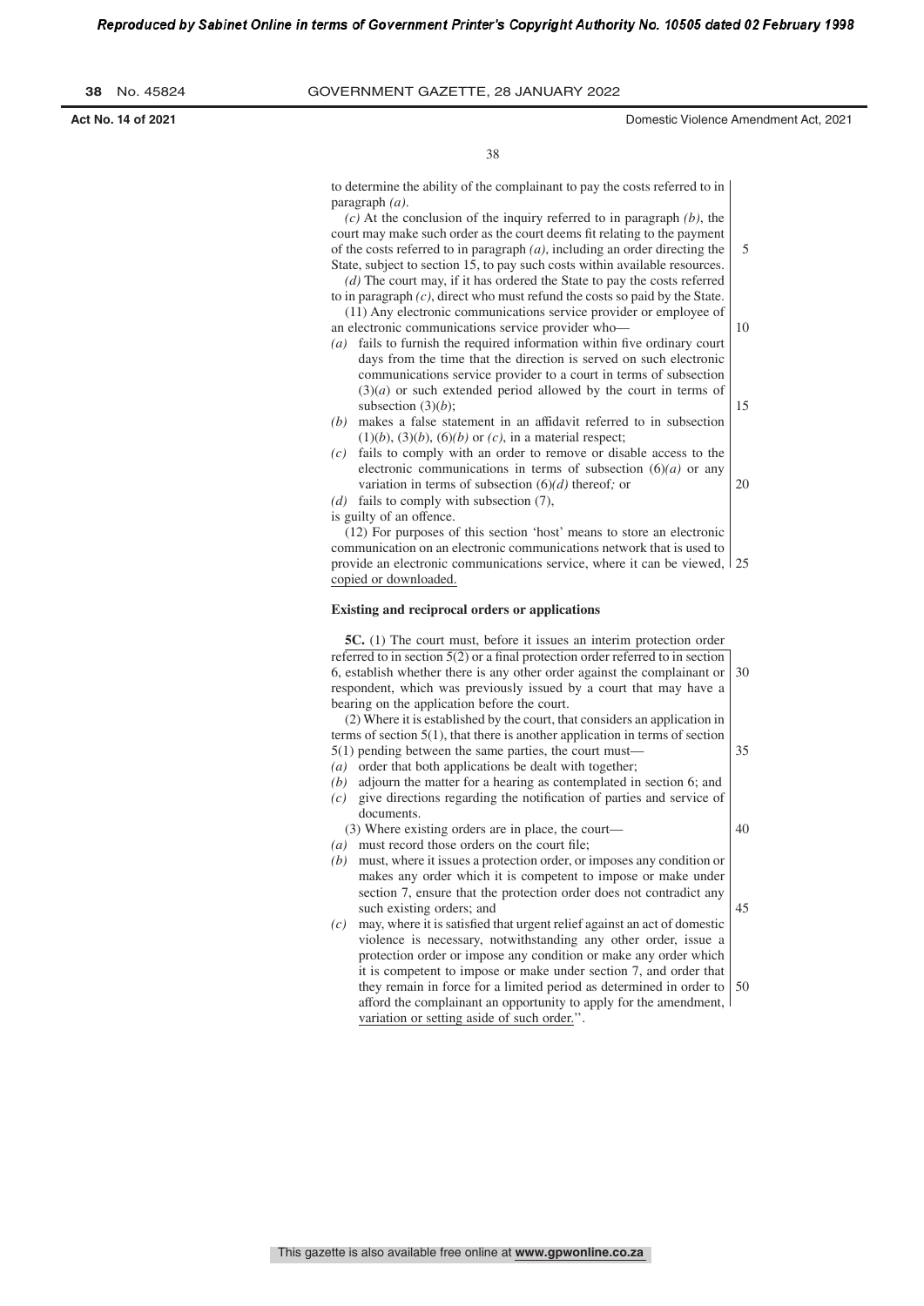to determine the ability of the complainant to pay the costs referred to in paragraph *(a)*.

*(c)* At the conclusion of the inquiry referred to in paragraph *(b)*, the court may make such order as the court deems fit relating to the payment of the costs referred to in paragraph *(a)*, including an order directing the State, subject to section 15, to pay such costs within available resources.

*(d)* The court may, if it has ordered the State to pay the costs referred to in paragraph *(c)*, direct who must refund the costs so paid by the State.

(11) Any electronic communications service provider or employee of an electronic communications service provider who—

*(a)* fails to furnish the required information within five ordinary court days from the time that the direction is served on such electronic communications service provider to a court in terms of subsection (3)*(a)* or such extended period allowed by the court in terms of subsection (3)*(b)*;

*(b)* makes a false statement in an affidavit referred to in subsection (1)*(b)*, (3)*(b)*, (6)*(b)* or *(c)*, in a material respect;

*(c)* fails to comply with an order to remove or disable access to the electronic communications in terms of subsection (6)*(a)* or any variation in terms of subsection (6)*(d)* thereof; or

*(d)* fails to comply with subsection (7),

is guilty of an offence.

(12) For purposes of this section 'host' means to store an electronic communication on an electronic communications network that is used to provide an electronic communications service, where it can be viewed, copied or downloaded.

**Existing and reciprocal orders or applications**

**5C.** (1) The court must, before it issues an interim protection order referred to in section 5(2) or a final protection order referred to in section 6, establish whether there is any other order against the complainant or respondent, which was previously issued by a court that may have a bearing on the application before the court.

(2) Where it is established by the court, that considers an application in terms of section 5(1), that there is another application in terms of section 5(1) pending between the same parties, the court must—

*(a)* order that both applications be dealt with together;

*(b)* adjourn the matter for a hearing as contemplated in section 6; and

*(c)* give directions regarding the notification of parties and service of documents.

(3) Where existing orders are in place, the court—

*(a)* must record those orders on the court file;

*(b)* must, where it issues a protection order, or imposes any condition or makes any order which it is competent to impose or make under section 7, ensure that the protection order does not contradict any such existing orders; and

*(c)* may, where it is satisfied that urgent relief against an act of domestic violence is necessary, notwithstanding any other order, issue a protection order or impose any condition or make any order which it is competent to impose or make under section 7, and order that they remain in force for a limited period as determined in order to afford the complainant an opportunity to apply for the amendment, variation or setting aside of such order.".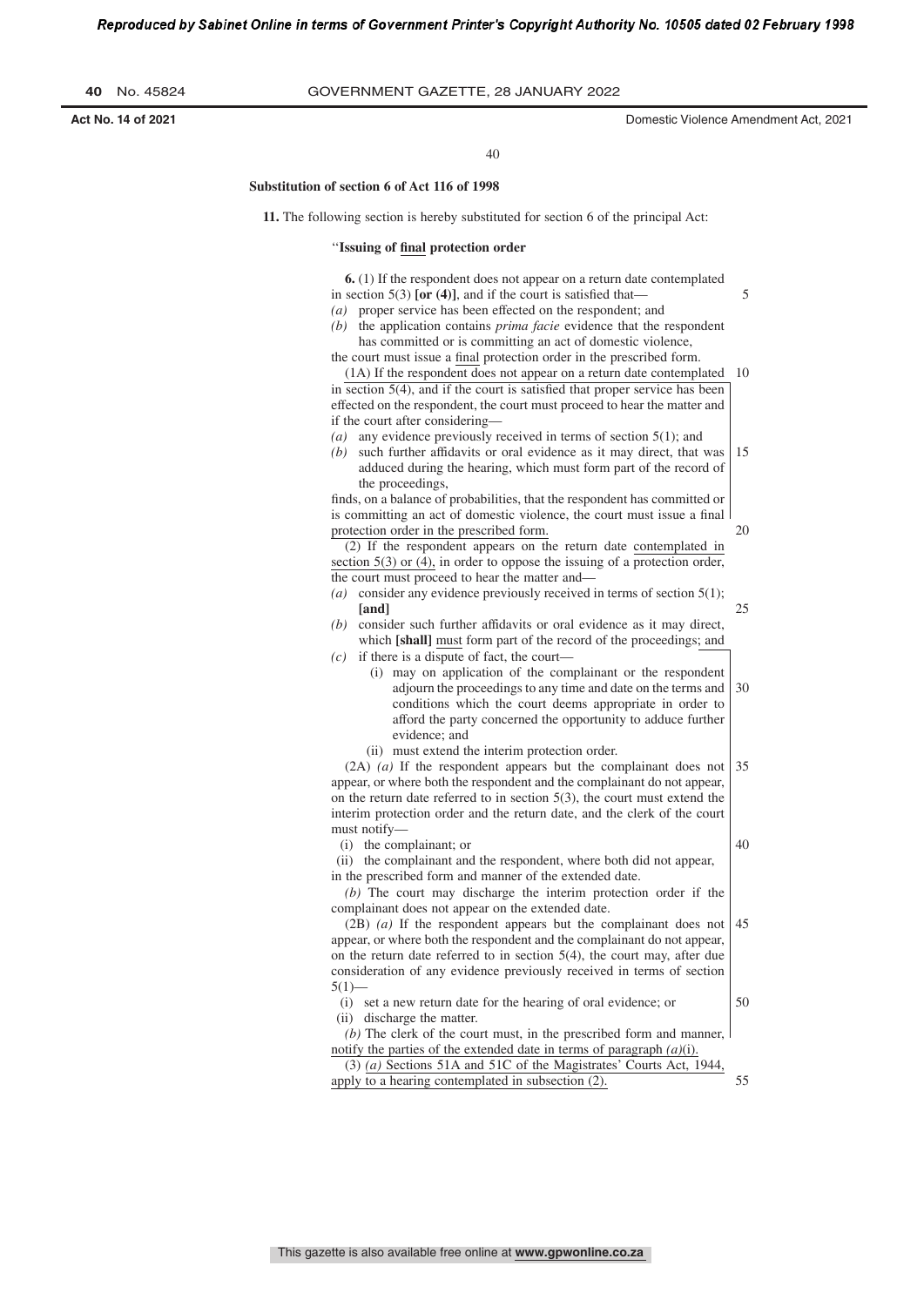**Substitution of section 6 of Act 116 of 1998**

**11.** The following section is hereby substituted for section 6 of the principal Act:

"**Issuing of final protection order**

**6.** (1) If the respondent does not appear on a return date contemplated in section 5(3) **[or (4)]**, and if the court is satisfied that—

*(a)* proper service has been effected on the respondent; and

*(b)* the application contains *prima facie* evidence that the respondent has committed or is committing an act of domestic violence,

the court must issue a final protection order in the prescribed form.

(1A) If the respondent does not appear on a return date contemplated in section 5(4), and if the court is satisfied that proper service has been effected on the respondent, the court must proceed to hear the matter and if the court after considering—

*(a)* any evidence previously received in terms of section 5(1); and

*(b)* such further affidavits or oral evidence as it may direct, that was adduced during the hearing, which must form part of the record of the proceedings,

finds, on a balance of probabilities, that the respondent has committed or is committing an act of domestic violence, the court must issue a final protection order in the prescribed form.

(2) If the respondent appears on the return date contemplated in section 5(3) or (4), in order to oppose the issuing of a protection order, the court must proceed to hear the matter and—

*(a)* consider any evidence previously received in terms of section 5(1); **[and]**

*(b)* consider such further affidavits or oral evidence as it may direct, which **[shall]** must form part of the record of the proceedings; and

*(c)* if there is a dispute of fact, the court—

(i) may on application of the complainant or the respondent adjourn the proceedings to any time and date on the terms and conditions which the court deems appropriate in order to afford the party concerned the opportunity to adduce further evidence; and

(ii) must extend the interim protection order.

(2A) *(a)* If the respondent appears but the complainant does not appear, or where both the respondent and the complainant do not appear, on the return date referred to in section 5(3), the court must extend the interim protection order and the return date, and the clerk of the court must notify—

(i) the complainant; or

(ii) the complainant and the respondent, where both did not appear,

in the prescribed form and manner of the extended date.

*(b)* The court may discharge the interim protection order if the complainant does not appear on the extended date.

(2B) *(a)* If the respondent appears but the complainant does not appear, or where both the respondent and the complainant do not appear, on the return date referred to in section 5(4), the court may, after due consideration of any evidence previously received in terms of section 5(1)—

(i) set a new return date for the hearing of oral evidence; or

(ii) discharge the matter.

*(b)* The clerk of the court must, in the prescribed form and manner, notify the parties of the extended date in terms of paragraph *(a)*(i).

(3) *(a)* Sections 51A and 51C of the Magistrates' Courts Act, 1944, apply to a hearing contemplated in subsection (2).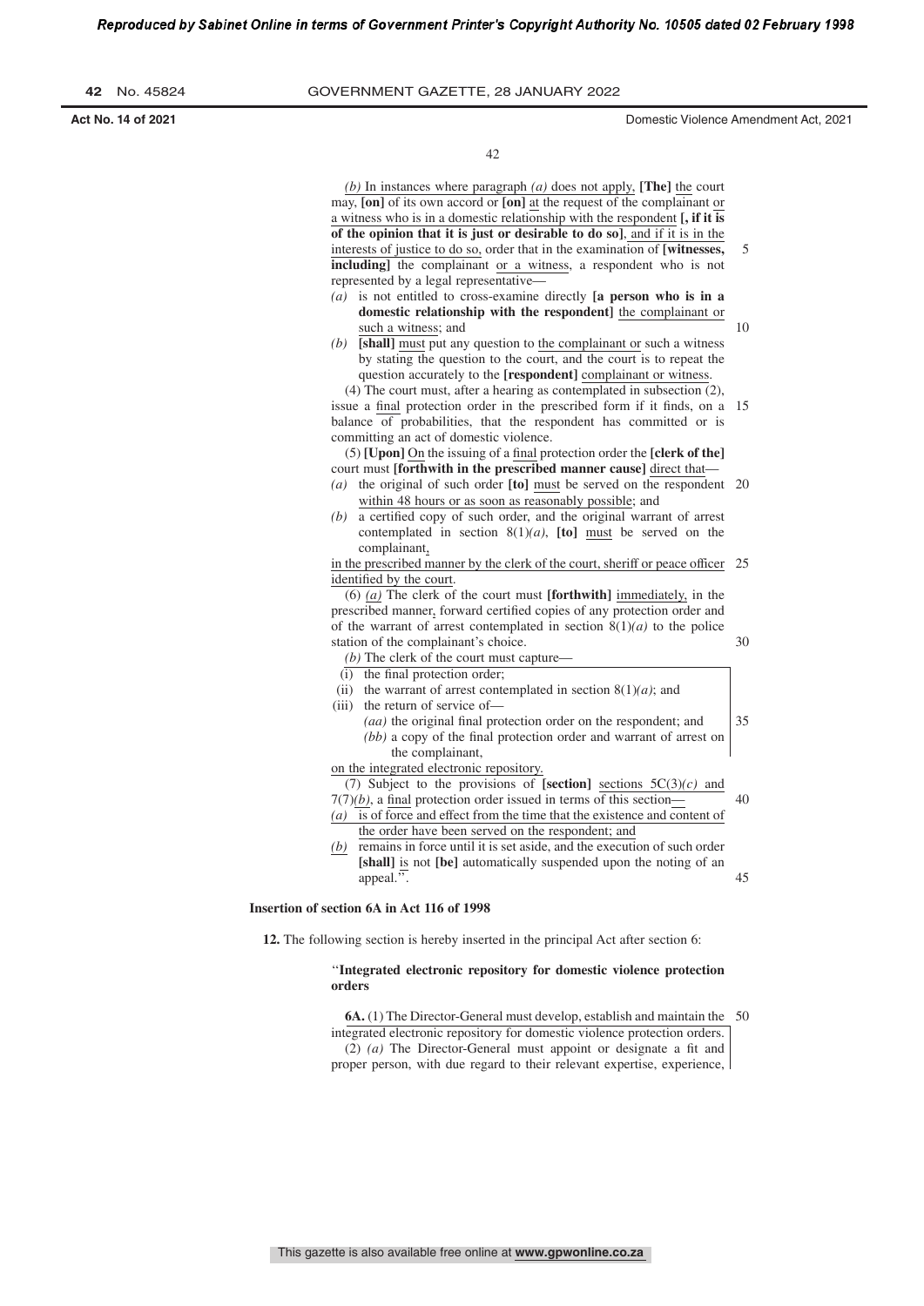*(b)* In instances where paragraph *(a)* does not apply, **[The]** the court may, **[on]** of its own accord or **[on]** at the request of the complainant or a witness who is in a domestic relationship with the respondent **[, if it is of the opinion that it is just or desirable to do so]**, and if it is in the interests of justice to do so, order that in the examination of **[witnesses, including]** the complainant or a witness, a respondent who is not represented by a legal representative—

*(a)* is not entitled to cross-examine directly **[a person who is in a domestic relationship with the respondent]** the complainant or such a witness; and

*(b)* **[shall]** must put any question to the complainant or such a witness by stating the question to the court, and the court is to repeat the question accurately to the **[respondent]** complainant or witness.

(4) The court must, after a hearing as contemplated in subsection (2), issue a final protection order in the prescribed form if it finds, on a balance of probabilities, that the respondent has committed or is committing an act of domestic violence.

(5) **[Upon]** On the issuing of a final protection order the **[clerk of the]** court must **[forthwith in the prescribed manner cause]** direct that—

*(a)* the original of such order **[to]** must be served on the respondent within 48 hours or as soon as reasonably possible; and

*(b)* a certified copy of such order, and the original warrant of arrest contemplated in section 8(1)*(a)*, **[to]** must be served on the complainant,

in the prescribed manner by the clerk of the court, sheriff or peace officer identified by the court.

(6) *(a)* The clerk of the court must **[forthwith]** immediately, in the prescribed manner, forward certified copies of any protection order and of the warrant of arrest contemplated in section 8(1)*(a)* to the police station of the complainant's choice.

*(b)* The clerk of the court must capture—

(i) the final protection order;

(ii) the warrant of arrest contemplated in section 8(1)*(a)*; and

(iii) the return of service of—

*(aa)* the original final protection order on the respondent; and

*(bb)* a copy of the final protection order and warrant of arrest on the complainant,

on the integrated electronic repository.

(7) Subject to the provisions of **[section]** sections 5C(3)*(c)* and 7(7)*(b)*, a final protection order issued in terms of this section—

*(a)* is of force and effect from the time that the existence and content of the order have been served on the respondent; and

*(b)* remains in force until it is set aside, and the execution of such order **[shall]** is not **[be]** automatically suspended upon the noting of an appeal.''.

**Insertion of section 6A in Act 116 of 1998**

**12.** The following section is hereby inserted in the principal Act after section 6:

''**Integrated electronic repository for domestic violence protection orders**

**6A.** (1) The Director-General must develop, establish and maintain the integrated electronic repository for domestic violence protection orders.

(2) *(a)* The Director-General must appoint or designate a fit and proper person, with due regard to their relevant expertise, experience,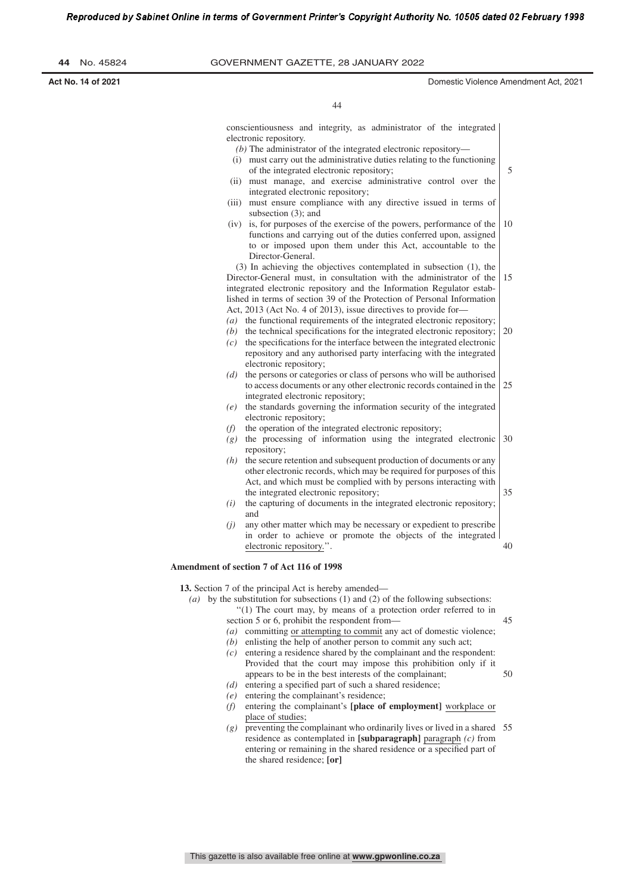conscientiousness and integrity, as administrator of the integrated electronic repository.

*(b)* The administrator of the integrated electronic repository—

(i) must carry out the administrative duties relating to the functioning of the integrated electronic repository;

(ii) must manage, and exercise administrative control over the integrated electronic repository;

(iii) must ensure compliance with any directive issued in terms of subsection (3); and

(iv) is, for purposes of the exercise of the powers, performance of the functions and carrying out of the duties conferred upon, assigned to or imposed upon them under this Act, accountable to the Director-General.

(3) In achieving the objectives contemplated in subsection (1), the Director-General must, in consultation with the administrator of the integrated electronic repository and the Information Regulator established in terms of section 39 of the Protection of Personal Information Act, 2013 (Act No. 4 of 2013), issue directives to provide for—

*(a)* the functional requirements of the integrated electronic repository;

*(b)* the technical specifications for the integrated electronic repository;

*(c)* the specifications for the interface between the integrated electronic repository and any authorised party interfacing with the integrated electronic repository;

*(d)* the persons or categories or class of persons who will be authorised to access documents or any other electronic records contained in the integrated electronic repository;

*(e)* the standards governing the information security of the integrated electronic repository;

*(f)* the operation of the integrated electronic repository;

*(g)* the processing of information using the integrated electronic repository;

*(h)* the secure retention and subsequent production of documents or any other electronic records, which may be required for purposes of this Act, and which must be complied with by persons interacting with the integrated electronic repository;

*(i)* the capturing of documents in the integrated electronic repository; and

*(j)* any other matter which may be necessary or expedient to prescribe in order to achieve or promote the objects of the integrated electronic repository.''.

**Amendment of section 7 of Act 116 of 1998**

**13.** Section 7 of the principal Act is hereby amended—

*(a)* by the substitution for subsections (1) and (2) of the following subsections:

''(1) The court may, by means of a protection order referred to in section 5 or 6, prohibit the respondent from—

*(a)* committing or attempting to commit any act of domestic violence;

*(b)* enlisting the help of another person to commit any such act;

*(c)* entering a residence shared by the complainant and the respondent: Provided that the court may impose this prohibition only if it appears to be in the best interests of the complainant;

*(d)* entering a specified part of such a shared residence;

*(e)* entering the complainant's residence;

*(f)* entering the complainant's **[place of employment]** workplace or place of studies;

*(g)* preventing the complainant who ordinarily lives or lived in a shared residence as contemplated in **[subparagraph]** paragraph *(c)* from entering or remaining in the shared residence or a specified part of the shared residence; **[or]**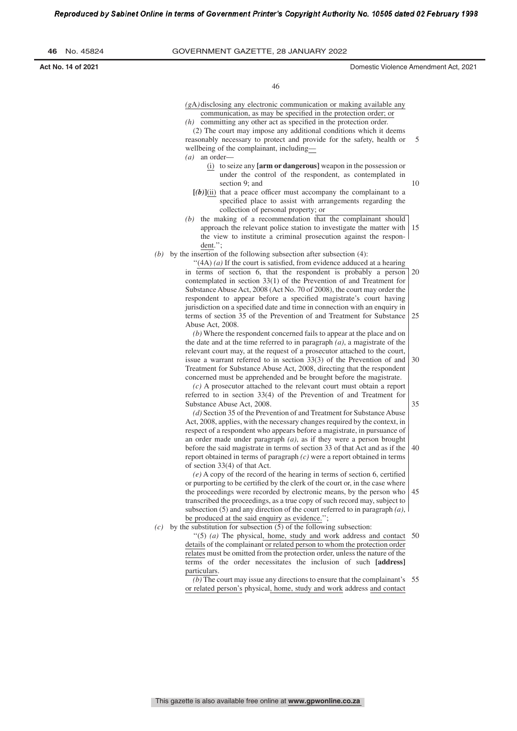*(gA)* disclosing any electronic communication or making available any communication, as may be specified in the protection order; or

*(h)* committing any other act as specified in the protection order.

(2) The court may impose any additional conditions which it deems reasonably necessary to protect and provide for the safety, health or wellbeing of the complainant, including—

*(a)* an order—

(i) to seize any **[arm or dangerous]** weapon in the possession or under the control of the respondent, as contemplated in section 9; and

**[*(b)*]**(ii) that a peace officer must accompany the complainant to a specified place to assist with arrangements regarding the collection of personal property; or

*(b)* the making of a recommendation that the complainant should approach the relevant police station to investigate the matter with the view to institute a criminal prosecution against the respondent.'';

*(b)* by the insertion of the following subsection after subsection (4):

''(4A) *(a)* If the court is satisfied, from evidence adduced at a hearing in terms of section 6, that the respondent is probably a person contemplated in section 33(1) of the Prevention of and Treatment for Substance Abuse Act, 2008 (Act No. 70 of 2008), the court may order the respondent to appear before a specified magistrate's court having jurisdiction on a specified date and time in connection with an enquiry in terms of section 35 of the Prevention of and Treatment for Substance Abuse Act, 2008.

*(b)* Where the respondent concerned fails to appear at the place and on the date and at the time referred to in paragraph *(a)*, a magistrate of the relevant court may, at the request of a prosecutor attached to the court, issue a warrant referred to in section 33(3) of the Prevention of and Treatment for Substance Abuse Act, 2008, directing that the respondent concerned must be apprehended and be brought before the magistrate.

*(c)* A prosecutor attached to the relevant court must obtain a report referred to in section 33(4) of the Prevention of and Treatment for Substance Abuse Act, 2008.

*(d)* Section 35 of the Prevention of and Treatment for Substance Abuse Act, 2008, applies, with the necessary changes required by the context, in respect of a respondent who appears before a magistrate, in pursuance of an order made under paragraph *(a)*, as if they were a person brought before the said magistrate in terms of section 33 of that Act and as if the report obtained in terms of paragraph *(c)* were a report obtained in terms of section 33(4) of that Act.

*(e)* A copy of the record of the hearing in terms of section 6, certified or purporting to be certified by the clerk of the court or, in the case where the proceedings were recorded by electronic means, by the person who transcribed the proceedings, as a true copy of such record may, subject to subsection (5) and any direction of the court referred to in paragraph *(a)*, be produced at the said enquiry as evidence.'';

*(c)* by the substitution for subsection (5) of the following subsection:

''(5) *(a)* The physical, home, study and work address and contact details of the complainant or related person to whom the protection order relates must be omitted from the protection order, unless the nature of the terms of the order necessitates the inclusion of such **[address]** particulars.

*(b)* The court may issue any directions to ensure that the complainant's or related person's physical, home, study and work address and contact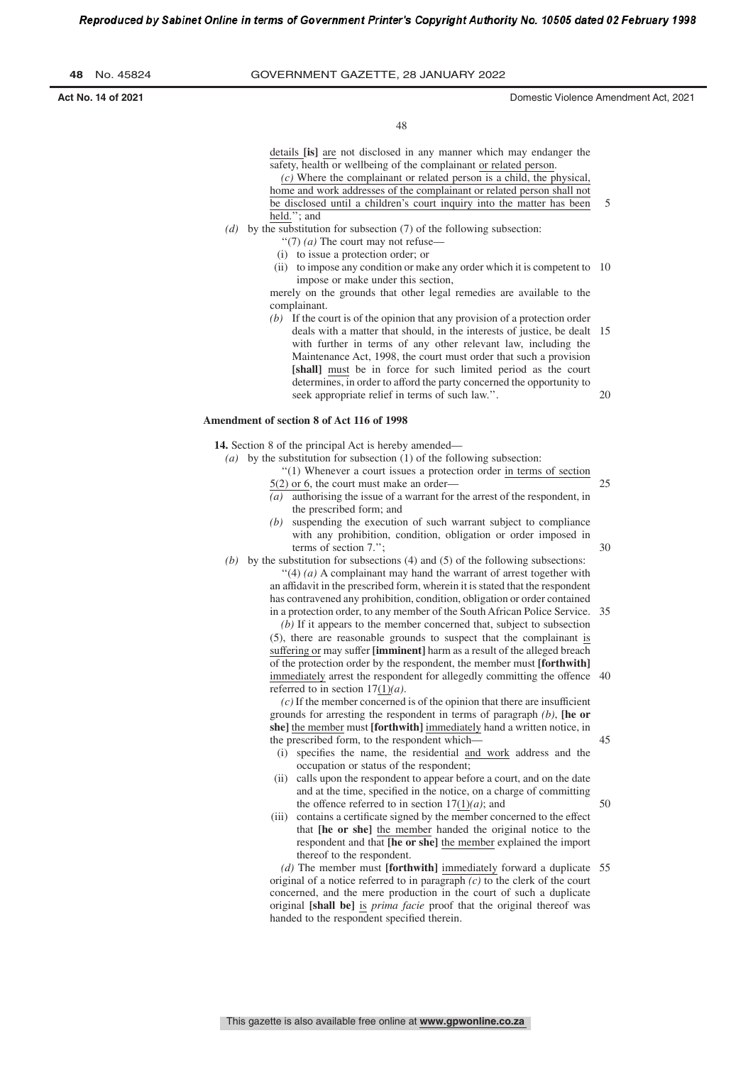details **[is]** are not disclosed in any manner which may endanger the safety, health or wellbeing of the complainant or related person.

*(c)* Where the complainant or related person is a child, the physical, home and work addresses of the complainant or related person shall not be disclosed until a children's court inquiry into the matter has been held."; and

*(d)* by the substitution for subsection (7) of the following subsection:

"(7) *(a)* The court may not refuse—

(i) to issue a protection order; or

(ii) to impose any condition or make any order which it is competent to impose or make under this section,

merely on the grounds that other legal remedies are available to the complainant.

*(b)* If the court is of the opinion that any provision of a protection order deals with a matter that should, in the interests of justice, be dealt with further in terms of any other relevant law, including the Maintenance Act, 1998, the court must order that such a provision **[shall]** must be in force for such limited period as the court determines, in order to afford the party concerned the opportunity to seek appropriate relief in terms of such law.".

**Amendment of section 8 of Act 116 of 1998**

**14.** Section 8 of the principal Act is hereby amended—

*(a)* by the substitution for subsection (1) of the following subsection:

"(1) Whenever a court issues a protection order in terms of section 5(2) or 6, the court must make an order—

*(a)* authorising the issue of a warrant for the arrest of the respondent, in the prescribed form; and

*(b)* suspending the execution of such warrant subject to compliance with any prohibition, condition, obligation or order imposed in terms of section 7.";

*(b)* by the substitution for subsections (4) and (5) of the following subsections:

"(4) *(a)* A complainant may hand the warrant of arrest together with an affidavit in the prescribed form, wherein it is stated that the respondent has contravened any prohibition, condition, obligation or order contained in a protection order, to any member of the South African Police Service.

*(b)* If it appears to the member concerned that, subject to subsection (5), there are reasonable grounds to suspect that the complainant is suffering or may suffer **[imminent]** harm as a result of the alleged breach of the protection order by the respondent, the member must **[forthwith]** immediately arrest the respondent for allegedly committing the offence referred to in section 17(1)*(a)*.

*(c)* If the member concerned is of the opinion that there are insufficient grounds for arresting the respondent in terms of paragraph *(b)*, **[he or she]** the member must **[forthwith]** immediately hand a written notice, in the prescribed form, to the respondent which—

(i) specifies the name, the residential and work address and the occupation or status of the respondent;

(ii) calls upon the respondent to appear before a court, and on the date and at the time, specified in the notice, on a charge of committing the offence referred to in section 17(1)*(a)*; and

(iii) contains a certificate signed by the member concerned to the effect that **[he or she]** the member handed the original notice to the respondent and that **[he or she]** the member explained the import thereof to the respondent.

*(d)* The member must **[forthwith]** immediately forward a duplicate original of a notice referred to in paragraph *(c)* to the clerk of the court concerned, and the mere production in the court of such a duplicate original **[shall be]** is *prima facie* proof that the original thereof was handed to the respondent specified therein.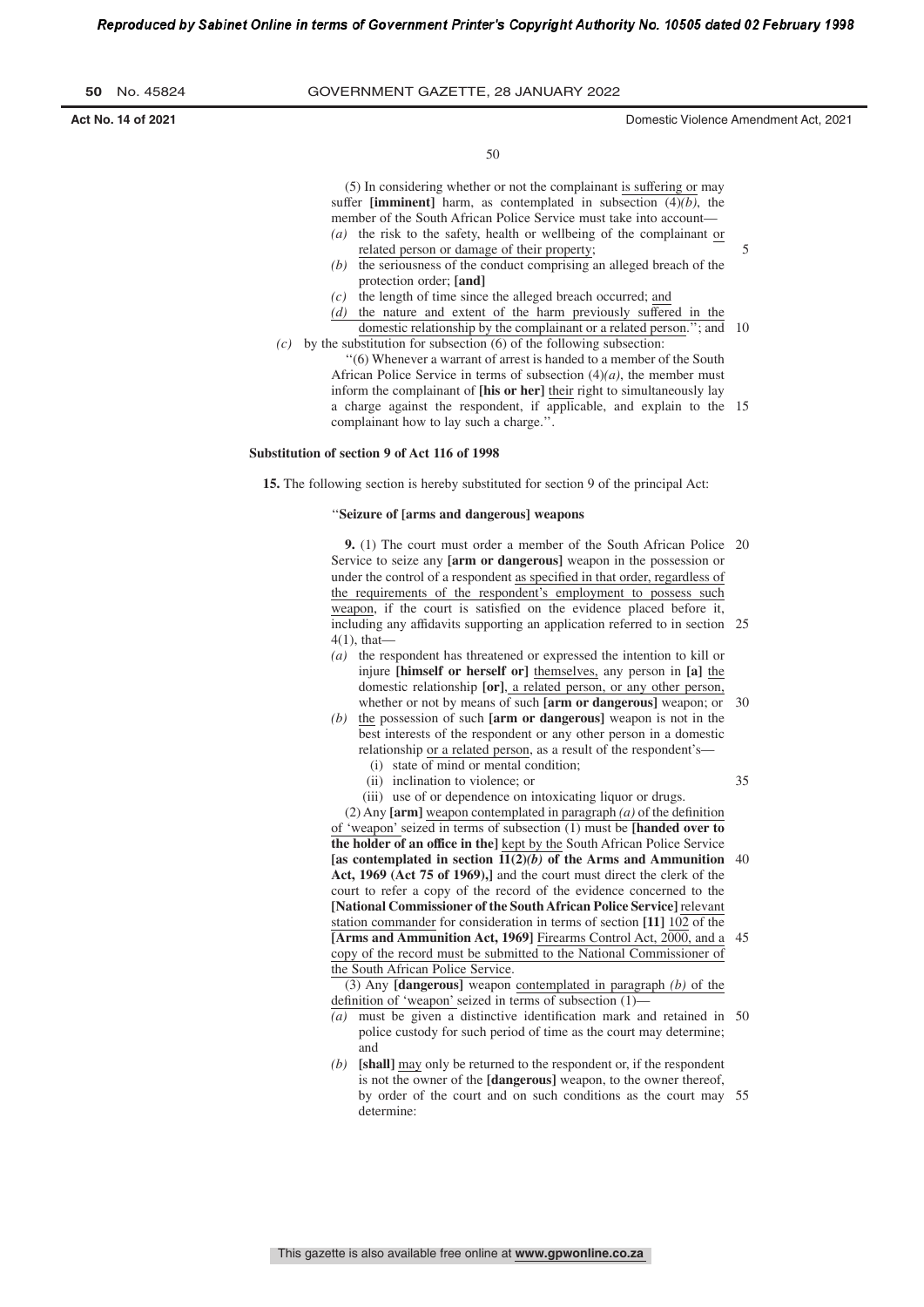(5) In considering whether or not the complainant is suffering or may suffer **[imminent]** harm, as contemplated in subsection (4)*(b)*, the member of the South African Police Service must take into account—

*(a)* the risk to the safety, health or wellbeing of the complainant or related person or damage of their property;

*(b)* the seriousness of the conduct comprising an alleged breach of the protection order; **[and]**

*(c)* the length of time since the alleged breach occurred; and

*(d)* the nature and extent of the harm previously suffered in the domestic relationship by the complainant or a related person.''; and

*(c)* by the substitution for subsection (6) of the following subsection:

''(6) Whenever a warrant of arrest is handed to a member of the South African Police Service in terms of subsection (4)*(a)*, the member must inform the complainant of **[his or her]** their right to simultaneously lay a charge against the respondent, if applicable, and explain to the complainant how to lay such a charge.''.

#### Substitution of section 9 of Act 116 of 1998

**15.** The following section is hereby substituted for section 9 of the principal Act:

''**Seizure of [arms and dangerous] weapons**

**9.** (1) The court must order a member of the South African Police Service to seize any **[arm or dangerous]** weapon in the possession or under the control of a respondent as specified in that order, regardless of the requirements of the respondent's employment to possess such weapon, if the court is satisfied on the evidence placed before it, including any affidavits supporting an application referred to in section 4(1), that—

*(a)* the respondent has threatened or expressed the intention to kill or injure **[himself or herself or]** themselves, any person in **[a]** the domestic relationship **[or]**, a related person, or any other person, whether or not by means of such **[arm or dangerous]** weapon; or

*(b)* the possession of such **[arm or dangerous]** weapon is not in the best interests of the respondent or any other person in a domestic relationship or a related person, as a result of the respondent's—

(i) state of mind or mental condition;

(ii) inclination to violence; or

(iii) use of or dependence on intoxicating liquor or drugs.

(2) Any **[arm]** weapon contemplated in paragraph *(a)* of the definition of 'weapon' seized in terms of subsection (1) must be **[handed over to the holder of an office in the]** kept by the South African Police Service **[as contemplated in section 11(2)*(b)* of the Arms and Ammunition Act, 1969 (Act 75 of 1969),]** and the court must direct the clerk of the court to refer a copy of the record of the evidence concerned to the **[National Commissioner of the South African Police Service]** relevant station commander for consideration in terms of section **[11]** 102 of the **[Arms and Ammunition Act, 1969]** Firearms Control Act, 2000, and a copy of the record must be submitted to the National Commissioner of the South African Police Service.

(3) Any **[dangerous]** weapon contemplated in paragraph *(b)* of the definition of 'weapon' seized in terms of subsection (1)—

*(a)* must be given a distinctive identification mark and retained in police custody for such period of time as the court may determine; and

*(b)* **[shall]** may only be returned to the respondent or, if the respondent is not the owner of the **[dangerous]** weapon, to the owner thereof, by order of the court and on such conditions as the court may determine: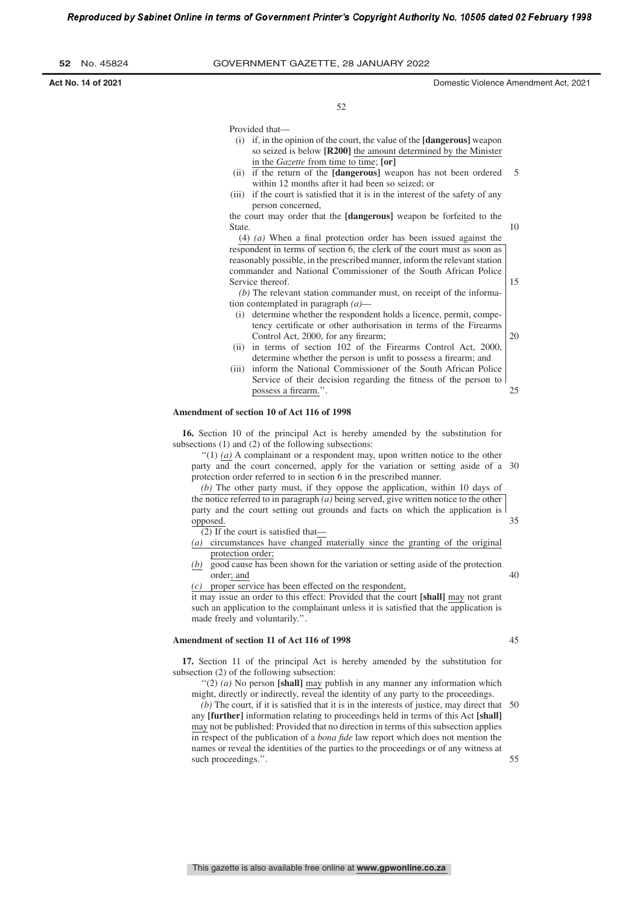Provided that—

(i) if, in the opinion of the court, the value of the **[dangerous]** weapon so seized is below **[R200]** the amount determined by the Minister in the *Gazette* from time to time; **[or]**

(ii) if the return of the **[dangerous]** weapon has not been ordered within 12 months after it had been so seized; or

(iii) if the court is satisfied that it is in the interest of the safety of any person concerned,

the court may order that the **[dangerous]** weapon be forfeited to the State.

(4) *(a)* When a final protection order has been issued against the respondent in terms of section 6, the clerk of the court must as soon as reasonably possible, in the prescribed manner, inform the relevant station commander and National Commissioner of the South African Police Service thereof.

*(b)* The relevant station commander must, on receipt of the information contemplated in paragraph *(a)*—

(i) determine whether the respondent holds a licence, permit, competency certificate or other authorisation in terms of the Firearms Control Act, 2000, for any firearm;

(ii) in terms of section 102 of the Firearms Control Act, 2000, determine whether the person is unfit to possess a firearm; and

(iii) inform the National Commissioner of the South African Police Service of their decision regarding the fitness of the person to possess a firearm.''.

**Amendment of section 10 of Act 116 of 1998**

**16.** Section 10 of the principal Act is hereby amended by the substitution for subsections (1) and (2) of the following subsections:

''(1) *(a)* A complainant or a respondent may, upon written notice to the other party and the court concerned, apply for the variation or setting aside of a protection order referred to in section 6 in the prescribed manner.

*(b)* The other party must, if they oppose the application, within 10 days of the notice referred to in paragraph *(a)* being served, give written notice to the other party and the court setting out grounds and facts on which the application is opposed.

(2) If the court is satisfied that—

*(a)* circumstances have changed materially since the granting of the original protection order;

*(b)* good cause has been shown for the variation or setting aside of the protection order; and

*(c)* proper service has been effected on the respondent,

it may issue an order to this effect: Provided that the court **[shall]** may not grant such an application to the complainant unless it is satisfied that the application is made freely and voluntarily.''.

**Amendment of section 11 of Act 116 of 1998**

**17.** Section 11 of the principal Act is hereby amended by the substitution for subsection (2) of the following subsection:

''(2) *(a)* No person **[shall]** may publish in any manner any information which might, directly or indirectly, reveal the identity of any party to the proceedings.

*(b)* The court, if it is satisfied that it is in the interests of justice, may direct that any **[further]** information relating to proceedings held in terms of this Act **[shall]** may not be published: Provided that no direction in terms of this subsection applies in respect of the publication of a *bona fide* law report which does not mention the names or reveal the identities of the parties to the proceedings or of any witness at such proceedings.''.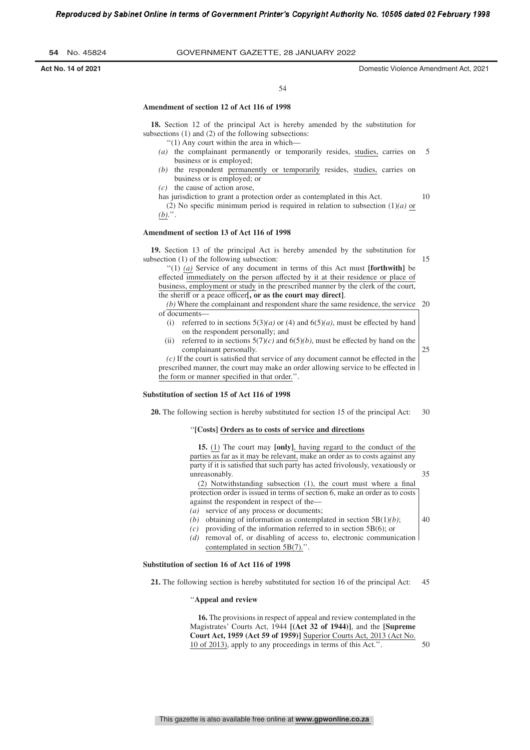**Amendment of section 12 of Act 116 of 1998**

**18.** Section 12 of the principal Act is hereby amended by the substitution for subsections (1) and (2) of the following subsections:

''(1) Any court within the area in which—

*(a)* the complainant permanently or temporarily resides, studies, carries on business or is employed;

*(b)* the respondent permanently or temporarily resides, studies, carries on business or is employed; or

*(c)* the cause of action arose,

has jurisdiction to grant a protection order as contemplated in this Act.

(2) No specific minimum period is required in relation to subsection (1)*(a)* or *(b)*.''.

**Amendment of section 13 of Act 116 of 1998**

**19.** Section 13 of the principal Act is hereby amended by the substitution for subsection (1) of the following subsection:

''(1) *(a)* Service of any document in terms of this Act must **[forthwith]** be effected immediately on the person affected by it at their residence or place of business, employment or study in the prescribed manner by the clerk of the court, the sheriff or a peace officer**[, or as the court may direct]**.

*(b)* Where the complainant and respondent share the same residence, the service of documents—

(i) referred to in sections 5(3)*(a)* or (4) and 6(5)*(a)*, must be effected by hand on the respondent personally; and

(ii) referred to in sections 5(7)*(c)* and 6(5)*(b)*, must be effected by hand on the complainant personally.

*(c)* If the court is satisfied that service of any document cannot be effected in the prescribed manner, the court may make an order allowing service to be effected in the form or manner specified in that order.''.

**Substitution of section 15 of Act 116 of 1998**

**20.** The following section is hereby substituted for section 15 of the principal Act:

''**[Costs] Orders as to costs of service and directions**

**15.** (1) The court may **[only]**, having regard to the conduct of the parties as far as it may be relevant, make an order as to costs against any party if it is satisfied that such party has acted frivolously, vexatiously or unreasonably.

(2) Notwithstanding subsection (1), the court must where a final protection order is issued in terms of section 6, make an order as to costs against the respondent in respect of the—

*(a)* service of any process or documents;

*(b)* obtaining of information as contemplated in section 5B(1)*(b)*;

*(c)* providing of the information referred to in section 5B(6); or

*(d)* removal of, or disabling of access to, electronic communication contemplated in section 5B(7).''.

**Substitution of section 16 of Act 116 of 1998**

**21.** The following section is hereby substituted for section 16 of the principal Act:

''**Appeal and review**

**16.** The provisions in respect of appeal and review contemplated in the Magistrates' Courts Act, 1944 **[(Act 32 of 1944)]**, and the **[Supreme Court Act, 1959 (Act 59 of 1959)]** Superior Courts Act, 2013 (Act No. 10 of 2013), apply to any proceedings in terms of this Act.''.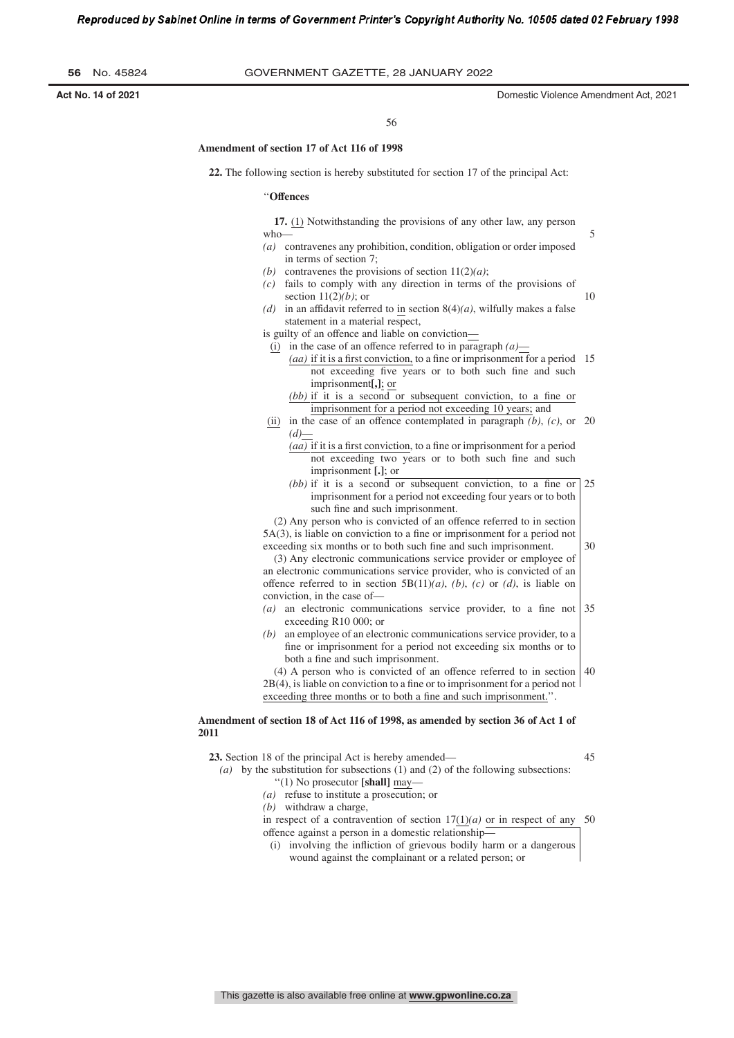**Amendment of section 17 of Act 116 of 1998**

**22.** The following section is hereby substituted for section 17 of the principal Act:

''**Offences**

**17.** (1) Notwithstanding the provisions of any other law, any person who—

*(a)* contravenes any prohibition, condition, obligation or order imposed in terms of section 7;

*(b)* contravenes the provisions of section 11(2)*(a)*;

*(c)* fails to comply with any direction in terms of the provisions of section 11(2)*(b)*; or

*(d)* in an affidavit referred to in section 8(4)*(a)*, wilfully makes a false statement in a material respect,

is guilty of an offence and liable on conviction—

(i) in the case of an offence referred to in paragraph *(a)*—

*(aa)* if it is a first conviction, to a fine or imprisonment for a period not exceeding five years or to both such fine and such imprisonment**[,]**; or

*(bb)* if it is a second or subsequent conviction, to a fine or imprisonment for a period not exceeding 10 years; and

(ii) in the case of an offence contemplated in paragraph *(b)*, *(c)*, or *(d)*—

*(aa)* if it is a first conviction, to a fine or imprisonment for a period not exceeding two years or to both such fine and such imprisonment **[.]**; or

*(bb)* if it is a second or subsequent conviction, to a fine or imprisonment for a period not exceeding four years or to both such fine and such imprisonment.

(2) Any person who is convicted of an offence referred to in section 5A(3), is liable on conviction to a fine or imprisonment for a period not exceeding six months or to both such fine and such imprisonment.

(3) Any electronic communications service provider or employee of an electronic communications service provider, who is convicted of an offence referred to in section 5B(11)*(a)*, *(b)*, *(c)* or *(d)*, is liable on conviction, in the case of—

*(a)* an electronic communications service provider, to a fine not exceeding R10 000; or

*(b)* an employee of an electronic communications service provider, to a fine or imprisonment for a period not exceeding six months or to both a fine and such imprisonment.

(4) A person who is convicted of an offence referred to in section 2B(4), is liable on conviction to a fine or to imprisonment for a period not exceeding three months or to both a fine and such imprisonment.''.

**Amendment of section 18 of Act 116 of 1998, as amended by section 36 of Act 1 of 2011**

**23.** Section 18 of the principal Act is hereby amended—

*(a)* by the substitution for subsections (1) and (2) of the following subsections:

''(1) No prosecutor **[shall]** may—

*(a)* refuse to institute a prosecution; or

*(b)* withdraw a charge,

in respect of a contravention of section 17(1)*(a)* or in respect of any offence against a person in a domestic relationship—

(i) involving the infliction of grievous bodily harm or a dangerous wound against the complainant or a related person; or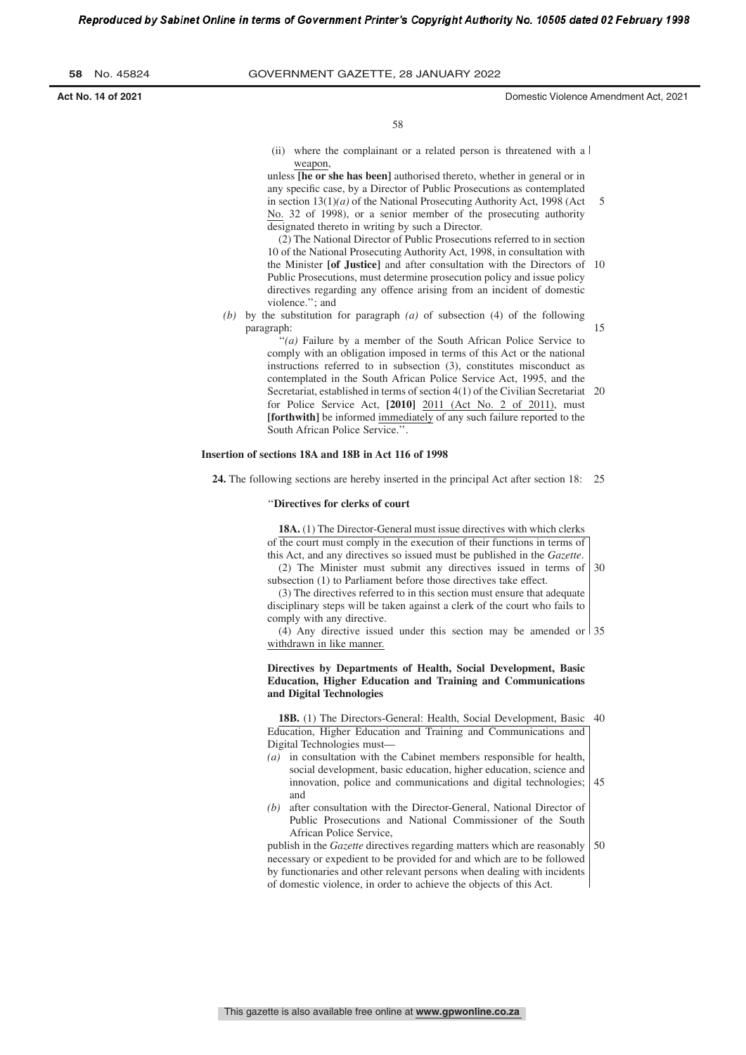(ii) where the complainant or a related person is threatened with a weapon,

unless **[he or she has been]** authorised thereto, whether in general or in any specific case, by a Director of Public Prosecutions as contemplated in section 13(1)*(a)* of the National Prosecuting Authority Act, 1998 (Act No. 32 of 1998), or a senior member of the prosecuting authority designated thereto in writing by such a Director.

(2) The National Director of Public Prosecutions referred to in section 10 of the National Prosecuting Authority Act, 1998, in consultation with the Minister **[of Justice]** and after consultation with the Directors of Public Prosecutions, must determine prosecution policy and issue policy directives regarding any offence arising from an incident of domestic violence.''; and

*(b)* by the substitution for paragraph *(a)* of subsection (4) of the following paragraph:

''*(a)* Failure by a member of the South African Police Service to comply with an obligation imposed in terms of this Act or the national instructions referred to in subsection (3), constitutes misconduct as contemplated in the South African Police Service Act, 1995, and the Secretariat, established in terms of section 4(1) of the Civilian Secretariat for Police Service Act, **[2010]** 2011 (Act No. 2 of 2011), must **[forthwith]** be informed immediately of any such failure reported to the South African Police Service.''.

**Insertion of sections 18A and 18B in Act 116 of 1998**

**24.** The following sections are hereby inserted in the principal Act after section 18:

''**Directives for clerks of court**

**18A.** (1) The Director-General must issue directives with which clerks of the court must comply in the execution of their functions in terms of this Act, and any directives so issued must be published in the *Gazette*.

(2) The Minister must submit any directives issued in terms of subsection (1) to Parliament before those directives take effect.

(3) The directives referred to in this section must ensure that adequate disciplinary steps will be taken against a clerk of the court who fails to comply with any directive.

(4) Any directive issued under this section may be amended or withdrawn in like manner.

**Directives by Departments of Health, Social Development, Basic Education, Higher Education and Training and Communications and Digital Technologies**

**18B.** (1) The Directors-General: Health, Social Development, Basic Education, Higher Education and Training and Communications and Digital Technologies must—

*(a)* in consultation with the Cabinet members responsible for health, social development, basic education, higher education, science and innovation, police and communications and digital technologies; and

*(b)* after consultation with the Director-General, National Director of Public Prosecutions and National Commissioner of the South African Police Service,

publish in the *Gazette* directives regarding matters which are reasonably necessary or expedient to be provided for and which are to be followed by functionaries and other relevant persons when dealing with incidents of domestic violence, in order to achieve the objects of this Act.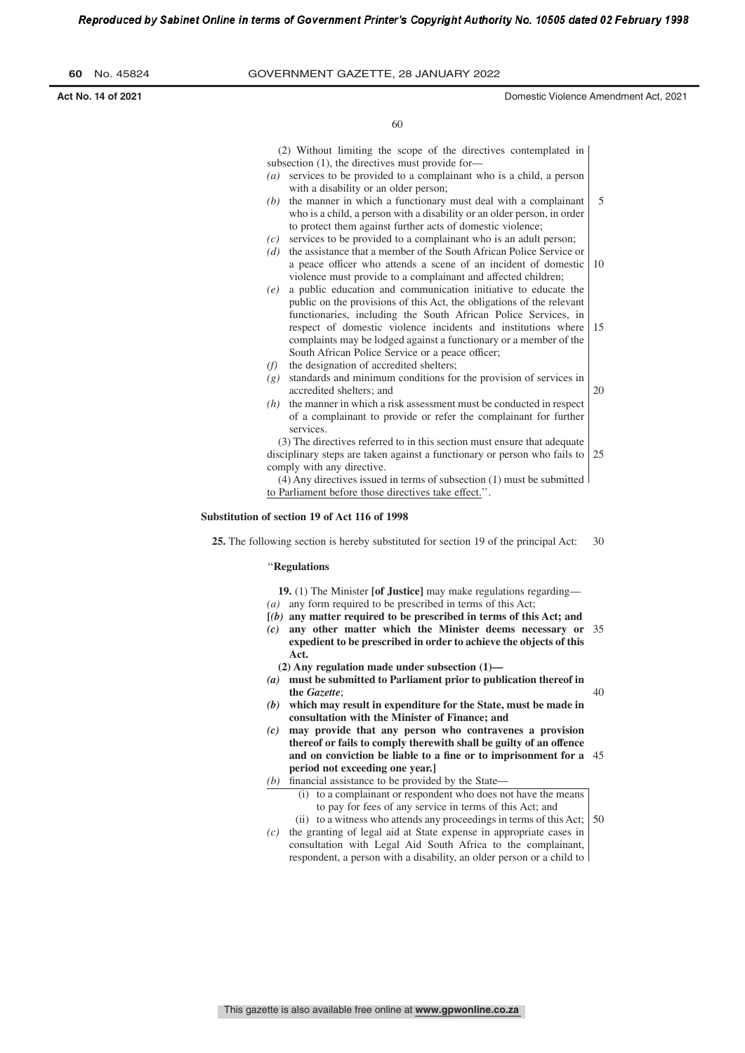(2) Without limiting the scope of the directives contemplated in subsection (1), the directives must provide for—

*(a)* services to be provided to a complainant who is a child, a person with a disability or an older person;

*(b)* the manner in which a functionary must deal with a complainant who is a child, a person with a disability or an older person, in order to protect them against further acts of domestic violence;

*(c)* services to be provided to a complainant who is an adult person;

*(d)* the assistance that a member of the South African Police Service or a peace officer who attends a scene of an incident of domestic violence must provide to a complainant and affected children;

*(e)* a public education and communication initiative to educate the public on the provisions of this Act, the obligations of the relevant functionaries, including the South African Police Services, in respect of domestic violence incidents and institutions where complaints may be lodged against a functionary or a member of the South African Police Service or a peace officer;

*(f)* the designation of accredited shelters;

*(g)* standards and minimum conditions for the provision of services in accredited shelters; and

*(h)* the manner in which a risk assessment must be conducted in respect of a complainant to provide or refer the complainant for further services.

(3) The directives referred to in this section must ensure that adequate disciplinary steps are taken against a functionary or person who fails to comply with any directive.

(4) Any directives issued in terms of subsection (1) must be submitted to Parliament before those directives take effect.''.

**Substitution of section 19 of Act 116 of 1998**

**25.** The following section is hereby substituted for section 19 of the principal Act:

''**Regulations**

**19.** (1) The Minister **[of Justice]** may make regulations regarding—

*(a)* any form required to be prescribed in terms of this Act;

**[*(b)* any matter required to be prescribed in terms of this Act; and**

***(c)* any other matter which the Minister deems necessary or expedient to be prescribed in order to achieve the objects of this Act.**

**(2) Any regulation made under subsection (1)—**

***(a)* must be submitted to Parliament prior to publication thereof in the *Gazette*;**

***(b)* which may result in expenditure for the State, must be made in consultation with the Minister of Finance; and**

***(c)* may provide that any person who contravenes a provision thereof or fails to comply therewith shall be guilty of an offence and on conviction be liable to a fine or to imprisonment for a period not exceeding one year.]**

*(b)* financial assistance to be provided by the State—

(i) to a complainant or respondent who does not have the means to pay for fees of any service in terms of this Act; and

(ii) to a witness who attends any proceedings in terms of this Act;

*(c)* the granting of legal aid at State expense in appropriate cases in consultation with Legal Aid South Africa to the complainant, respondent, a person with a disability, an older person or a child to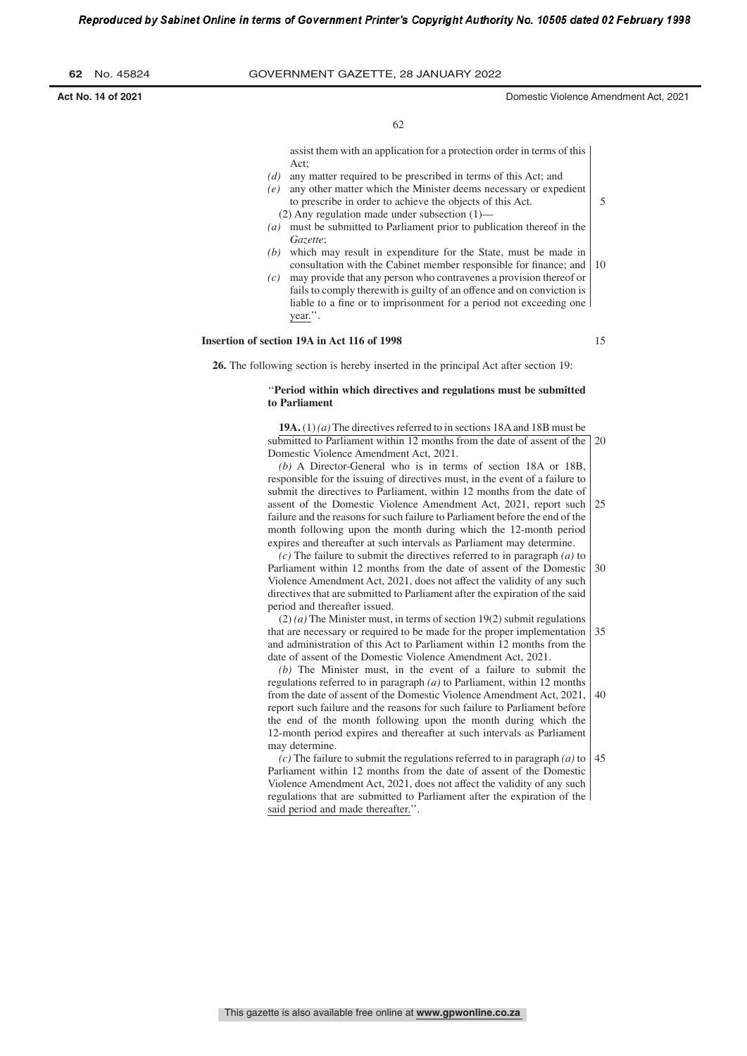assist them with an application for a protection order in terms of this Act;

*(d)* any matter required to be prescribed in terms of this Act; and

*(e)* any other matter which the Minister deems necessary or expedient to prescribe in order to achieve the objects of this Act.

(2) Any regulation made under subsection (1)—

*(a)* must be submitted to Parliament prior to publication thereof in the *Gazette*;

*(b)* which may result in expenditure for the State, must be made in consultation with the Cabinet member responsible for finance; and

*(c)* may provide that any person who contravenes a provision thereof or fails to comply therewith is guilty of an offence and on conviction is liable to a fine or to imprisonment for a period not exceeding one year.''.

**Insertion of section 19A in Act 116 of 1998**

**26.** The following section is hereby inserted in the principal Act after section 19:

''**Period within which directives and regulations must be submitted to Parliament**

**19A.** (1) *(a)* The directives referred to in sections 18A and 18B must be submitted to Parliament within 12 months from the date of assent of the Domestic Violence Amendment Act, 2021.

*(b)* A Director-General who is in terms of section 18A or 18B, responsible for the issuing of directives must, in the event of a failure to submit the directives to Parliament, within 12 months from the date of assent of the Domestic Violence Amendment Act, 2021, report such failure and the reasons for such failure to Parliament before the end of the month following upon the month during which the 12-month period expires and thereafter at such intervals as Parliament may determine.

*(c)* The failure to submit the directives referred to in paragraph *(a)* to Parliament within 12 months from the date of assent of the Domestic Violence Amendment Act, 2021, does not affect the validity of any such directives that are submitted to Parliament after the expiration of the said period and thereafter issued.

(2) *(a)* The Minister must, in terms of section 19(2) submit regulations that are necessary or required to be made for the proper implementation and administration of this Act to Parliament within 12 months from the date of assent of the Domestic Violence Amendment Act, 2021.

*(b)* The Minister must, in the event of a failure to submit the regulations referred to in paragraph *(a)* to Parliament, within 12 months from the date of assent of the Domestic Violence Amendment Act, 2021, report such failure and the reasons for such failure to Parliament before the end of the month following upon the month during which the 12-month period expires and thereafter at such intervals as Parliament may determine.

*(c)* The failure to submit the regulations referred to in paragraph *(a)* to Parliament within 12 months from the date of assent of the Domestic Violence Amendment Act, 2021, does not affect the validity of any such regulations that are submitted to Parliament after the expiration of the said period and made thereafter.''.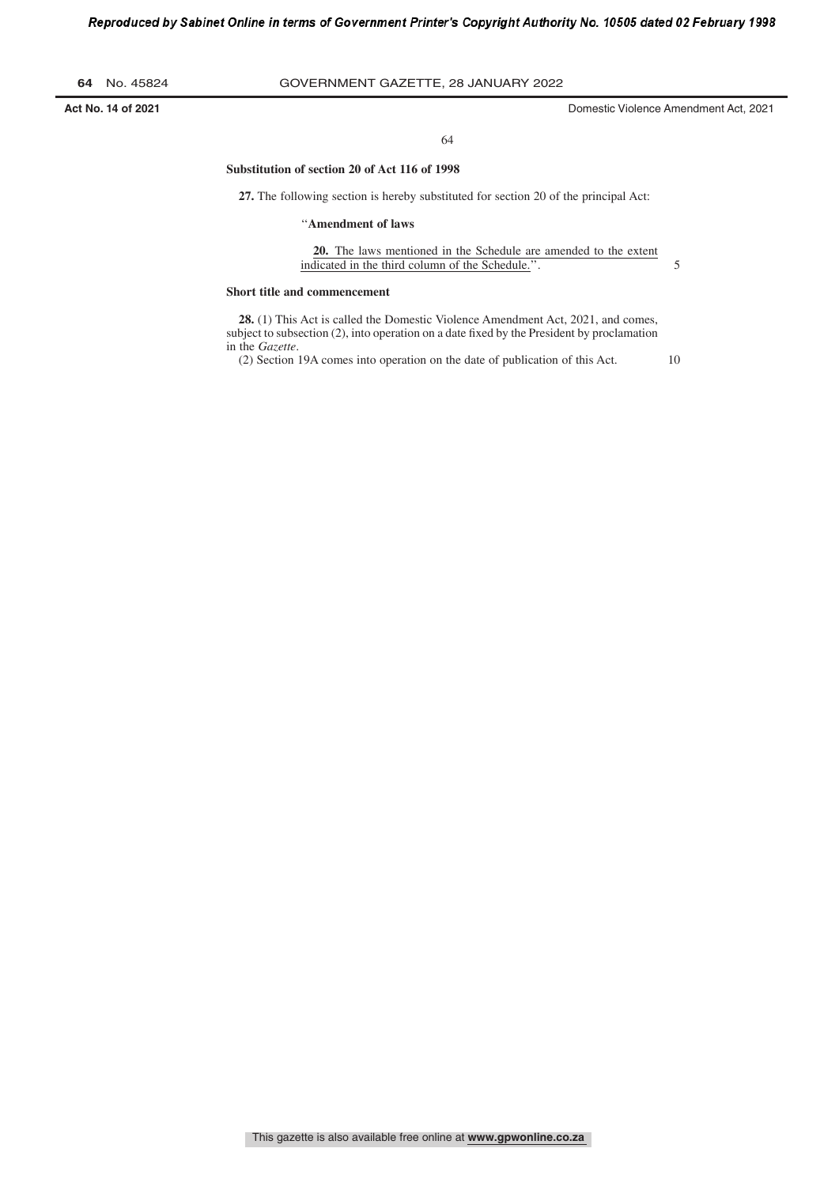**Substitution of section 20 of Act 116 of 1998**

**27.** The following section is hereby substituted for section 20 of the principal Act:

"**Amendment of laws**

**20.** The laws mentioned in the Schedule are amended to the extent indicated in the third column of the Schedule.".

**Short title and commencement**

**28.** (1) This Act is called the Domestic Violence Amendment Act, 2021, and comes, subject to subsection (2), into operation on a date fixed by the President by proclamation in the *Gazette*.

(2) Section 19A comes into operation on the date of publication of this Act.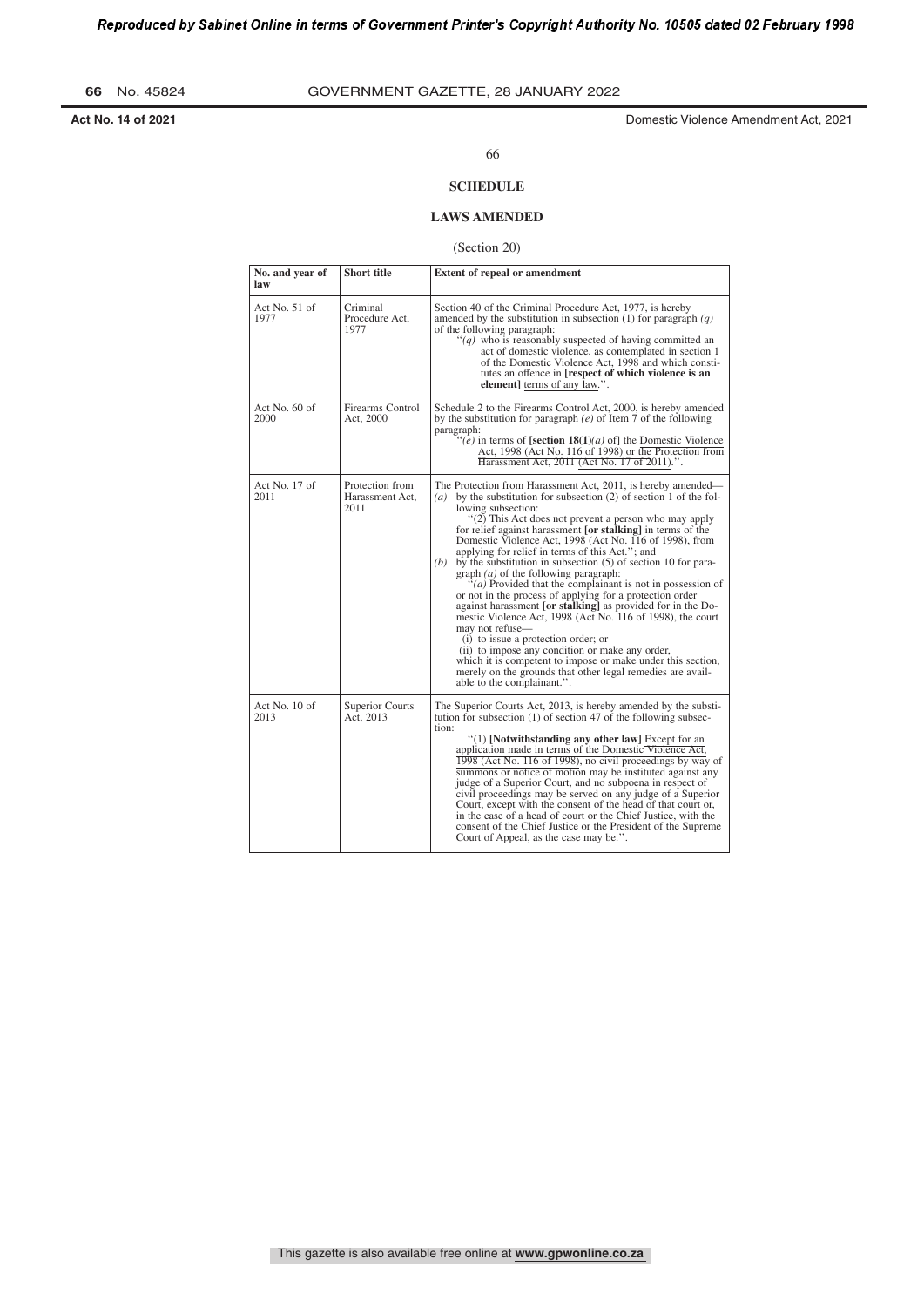**SCHEDULE**

**LAWS AMENDED**

(Section 20)

| No. and year of law | Short title | Extent of repeal or amendment |
|---|---|---|
| Act No. 51 of 1977 | Criminal Procedure Act, 1977 | Section 40 of the Criminal Procedure Act, 1977, is hereby amended by the substitution in subsection (1) for paragraph *(q)* of the following paragraph: ''*(q)* who is reasonably suspected of having committed an act of domestic violence, as contemplated in section 1 of the Domestic Violence Act, 1998 and which constitutes an offence in **[respect of which violence is an element]** terms of any law.''. |
| Act No. 60 of 2000 | Firearms Control Act, 2000 | Schedule 2 to the Firearms Control Act, 2000, is hereby amended by the substitution for paragraph *(e)* of Item 7 of the following paragraph: ''*(e)* in terms of **[section 18(1)***(a)* of**]** the Domestic Violence Act, 1998 (Act No. 116 of 1998) or the Protection from Harassment Act, 2011 (Act No. 17 of 2011).''. |
| Act No. 17 of 2011 | Protection from Harassment Act, 2011 | The Protection from Harassment Act, 2011, is hereby amended— *(a)* by the substitution for subsection (2) of section 1 of the following subsection: ''(2) This Act does not prevent a person who may apply for relief against harassment **[or stalking]** in terms of the Domestic Violence Act, 1998 (Act No. 116 of 1998), from applying for relief in terms of this Act.''; and *(b)* by the substitution in subsection (5) of section 10 for paragraph *(a)* of the following paragraph: ''*(a)* Provided that the complainant is not in possession of or not in the process of applying for a protection order against harassment **[or stalking]** as provided for in the Domestic Violence Act, 1998 (Act No. 116 of 1998), the court may not refuse— (i) to issue a protection order; or (ii) to impose any condition or make any order, which it is competent to impose or make under this section, merely on the grounds that other legal remedies are available to the complainant.''. |
| Act No. 10 of 2013 | Superior Courts Act, 2013 | The Superior Courts Act, 2013, is hereby amended by the substitution for subsection (1) of section 47 of the following subsection: ''(1) **[Notwithstanding any other law]** Except for an application made in terms of the Domestic Violence Act, 1998 (Act No. 116 of 1998), no civil proceedings by way of summons or notice of motion may be instituted against any judge of a Superior Court, and no subpoena in respect of civil proceedings may be served on any judge of a Superior Court, except with the consent of the head of that court or, in the case of a head of court or the Chief Justice, with the consent of the Chief Justice or the President of the Supreme Court of Appeal, as the case may be.''. |